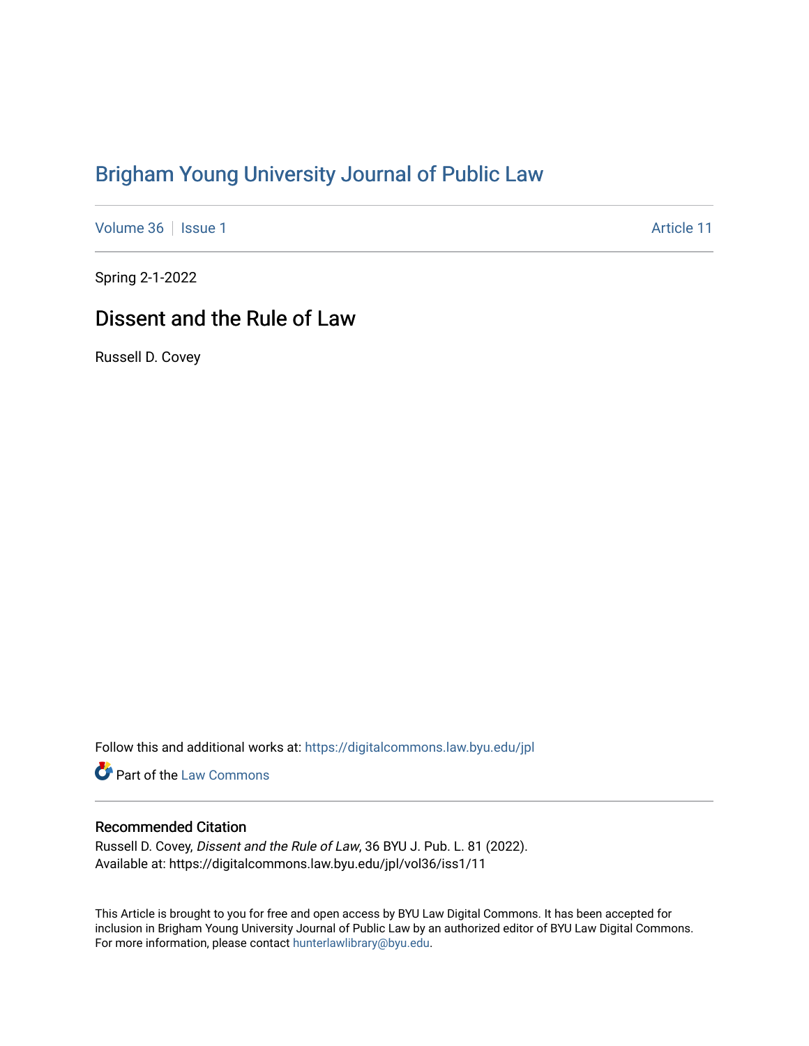# Brigham Young University Journal of Public Law

Volume 36 | Issue 1 | Article 11

Spring 2-1-2022

## Dissent and the Rule of Law

Russell D. Covey

Follow this and additional works at: https://digitalcommons.law.byu.edu/jpl

Part of the Law Commons

### Recommended Citation

Russell D. Covey, *Dissent and the Rule of Law*, 36 BYU J. Pub. L. 81 (2022).
Available at: https://digitalcommons.law.byu.edu/jpl/vol36/iss1/11

This Article is brought to you for free and open access by BYU Law Digital Commons. It has been accepted for inclusion in Brigham Young University Journal of Public Law by an authorized editor of BYU Law Digital Commons. For more information, please contact hunterlawlibrary@byu.edu.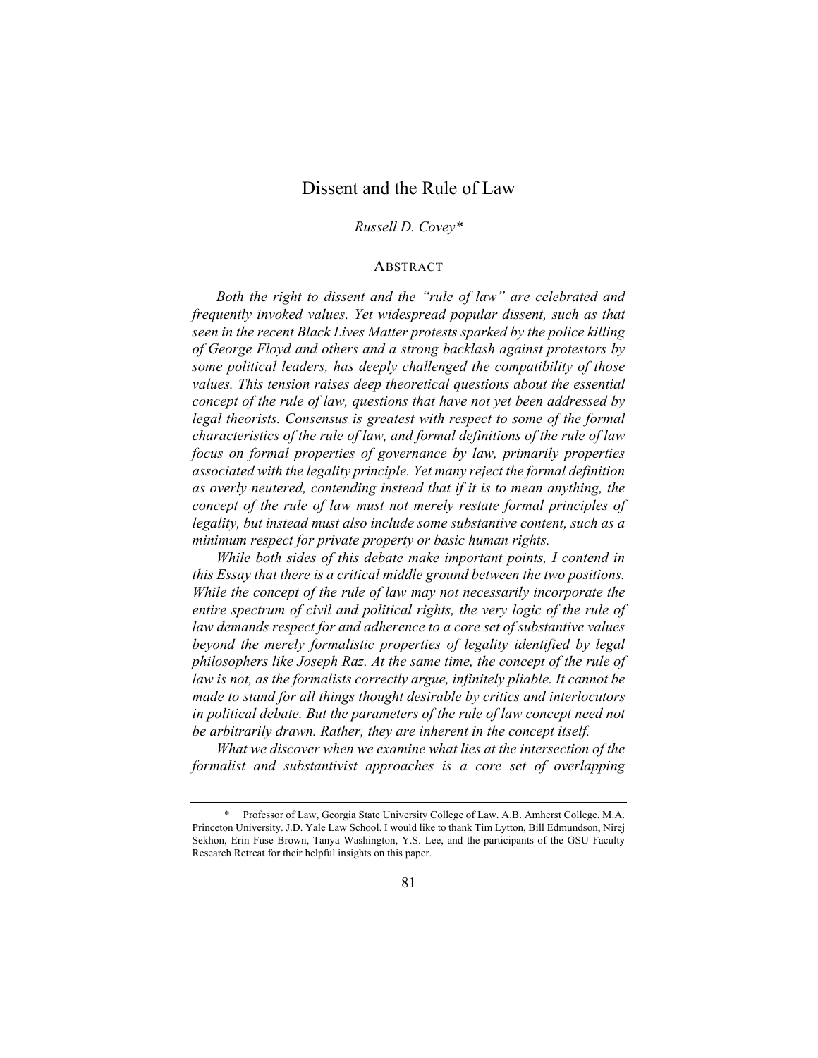# Dissent and the Rule of Law

*Russell D. Covey**

## ABSTRACT

*Both the right to dissent and the "rule of law" are celebrated and frequently invoked values. Yet widespread popular dissent, such as that seen in the recent Black Lives Matter protests sparked by the police killing of George Floyd and others and a strong backlash against protestors by some political leaders, has deeply challenged the compatibility of those values. This tension raises deep theoretical questions about the essential concept of the rule of law, questions that have not yet been addressed by legal theorists. Consensus is greatest with respect to some of the formal characteristics of the rule of law, and formal definitions of the rule of law focus on formal properties of governance by law, primarily properties associated with the legality principle. Yet many reject the formal definition as overly neutered, contending instead that if it is to mean anything, the concept of the rule of law must not merely restate formal principles of legality, but instead must also include some substantive content, such as a minimum respect for private property or basic human rights.*

*While both sides of this debate make important points, I contend in this Essay that there is a critical middle ground between the two positions. While the concept of the rule of law may not necessarily incorporate the entire spectrum of civil and political rights, the very logic of the rule of law demands respect for and adherence to a core set of substantive values beyond the merely formalistic properties of legality identified by legal philosophers like Joseph Raz. At the same time, the concept of the rule of law is not, as the formalists correctly argue, infinitely pliable. It cannot be made to stand for all things thought desirable by critics and interlocutors in political debate. But the parameters of the rule of law concept need not be arbitrarily drawn. Rather, they are inherent in the concept itself.*

*What we discover when we examine what lies at the intersection of the formalist and substantivist approaches is a core set of overlapping*

---

\* Professor of Law, Georgia State University College of Law. A.B. Amherst College. M.A. Princeton University. J.D. Yale Law School. I would like to thank Tim Lytton, Bill Edmundson, Nirej Sekhon, Erin Fuse Brown, Tanya Washington, Y.S. Lee, and the participants of the GSU Faculty Research Retreat for their helpful insights on this paper.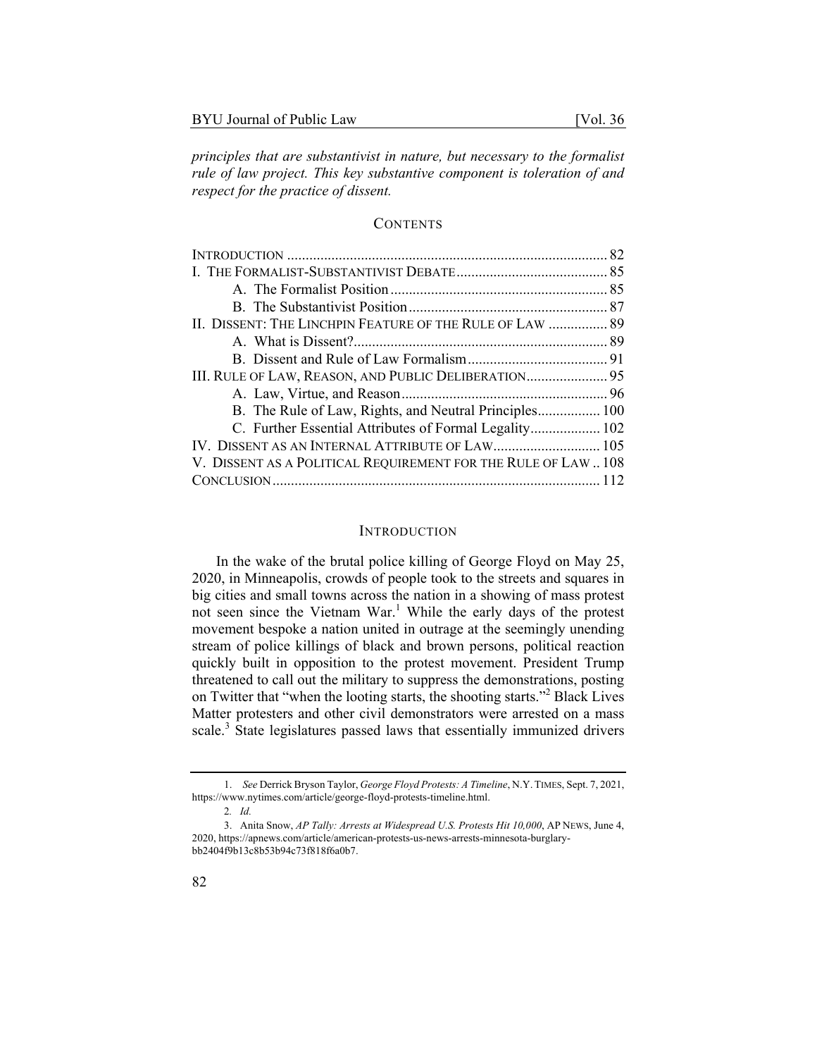*principles that are substantivist in nature, but necessary to the formalist rule of law project. This key substantive component is toleration of and respect for the practice of dissent.*

## CONTENTS

INTRODUCTION ........................................................................................ 82
I. THE FORMALIST-SUBSTANTIVIST DEBATE......................................... 85
  A. The Formalist Position ........................................................... 85
  B. The Substantivist Position ...................................................... 87
II. DISSENT: THE LINCHPIN FEATURE OF THE RULE OF LAW ................ 89
  A. What is Dissent?..................................................................... 89
  B. Dissent and Rule of Law Formalism ...................................... 91
III. RULE OF LAW, REASON, AND PUBLIC DELIBERATION...................... 95
  A. Law, Virtue, and Reason ........................................................ 96
  B. The Rule of Law, Rights, and Neutral Principles................. 100
  C. Further Essential Attributes of Formal Legality................... 102
IV. DISSENT AS AN INTERNAL ATTRIBUTE OF LAW............................. 105
V. DISSENT AS A POLITICAL REQUIREMENT FOR THE RULE OF LAW .. 108
CONCLUSION ......................................................................................... 112

## INTRODUCTION

In the wake of the brutal police killing of George Floyd on May 25, 2020, in Minneapolis, crowds of people took to the streets and squares in big cities and small towns across the nation in a showing of mass protest not seen since the Vietnam War.[1] While the early days of the protest movement bespoke a nation united in outrage at the seemingly unending stream of police killings of black and brown persons, political reaction quickly built in opposition to the protest movement. President Trump threatened to call out the military to suppress the demonstrations, posting on Twitter that "when the looting starts, the shooting starts."[2] Black Lives Matter protesters and other civil demonstrators were arrested on a mass scale.[3] State legislatures passed laws that essentially immunized drivers

---

1. *See* Derrick Bryson Taylor, *George Floyd Protests: A Timeline*, N.Y. TIMES, Sept. 7, 2021, https://www.nytimes.com/article/george-floyd-protests-timeline.html.

2. *Id.*

3. Anita Snow, *AP Tally: Arrests at Widespread U.S. Protests Hit 10,000*, AP NEWS, June 4, 2020, https://apnews.com/article/american-protests-us-news-arrests-minnesota-burglary-bb2404f9b13c8b53b94c73f818f6a0b7.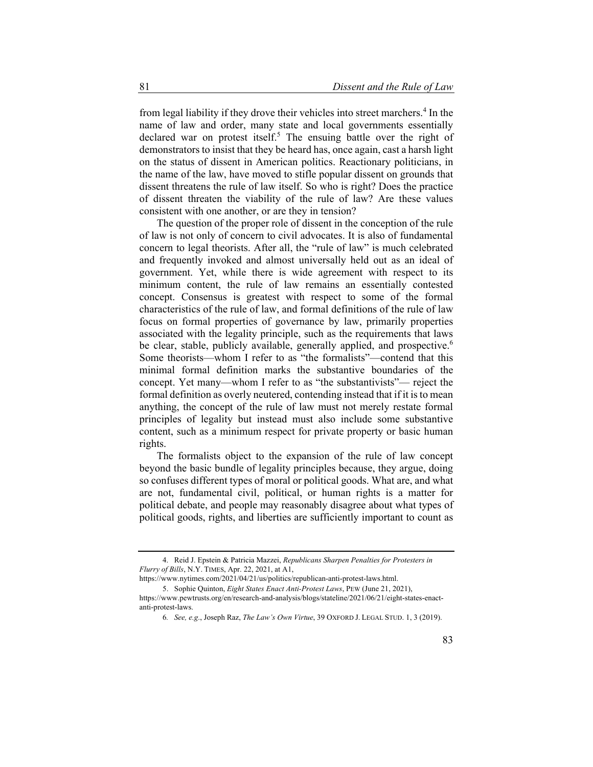from legal liability if they drove their vehicles into street marchers.[4] In the name of law and order, many state and local governments essentially declared war on protest itself.[5] The ensuing battle over the right of demonstrators to insist that they be heard has, once again, cast a harsh light on the status of dissent in American politics. Reactionary politicians, in the name of the law, have moved to stifle popular dissent on grounds that dissent threatens the rule of law itself. So who is right? Does the practice of dissent threaten the viability of the rule of law? Are these values consistent with one another, or are they in tension?

The question of the proper role of dissent in the conception of the rule of law is not only of concern to civil advocates. It is also of fundamental concern to legal theorists. After all, the "rule of law" is much celebrated and frequently invoked and almost universally held out as an ideal of government. Yet, while there is wide agreement with respect to its minimum content, the rule of law remains an essentially contested concept. Consensus is greatest with respect to some of the formal characteristics of the rule of law, and formal definitions of the rule of law focus on formal properties of governance by law, primarily properties associated with the legality principle, such as the requirements that laws be clear, stable, publicly available, generally applied, and prospective.[6] Some theorists—whom I refer to as "the formalists"—contend that this minimal formal definition marks the substantive boundaries of the concept. Yet many—whom I refer to as "the substantivists"— reject the formal definition as overly neutered, contending instead that if it is to mean anything, the concept of the rule of law must not merely restate formal principles of legality but instead must also include some substantive content, such as a minimum respect for private property or basic human rights.

The formalists object to the expansion of the rule of law concept beyond the basic bundle of legality principles because, they argue, doing so confuses different types of moral or political goods. What are, and what are not, fundamental civil, political, or human rights is a matter for political debate, and people may reasonably disagree about what types of political goods, rights, and liberties are sufficiently important to count as

---

4. Reid J. Epstein & Patricia Mazzei, *Republicans Sharpen Penalties for Protesters in Flurry of Bills*, N.Y. TIMES, Apr. 22, 2021, at A1, https://www.nytimes.com/2021/04/21/us/politics/republican-anti-protest-laws.html.

5. Sophie Quinton, *Eight States Enact Anti-Protest Laws*, PEW (June 21, 2021), https://www.pewtrusts.org/en/research-and-analysis/blogs/stateline/2021/06/21/eight-states-enact-anti-protest-laws.

6. *See, e.g.*, Joseph Raz, *The Law's Own Virtue*, 39 OXFORD J. LEGAL STUD. 1, 3 (2019).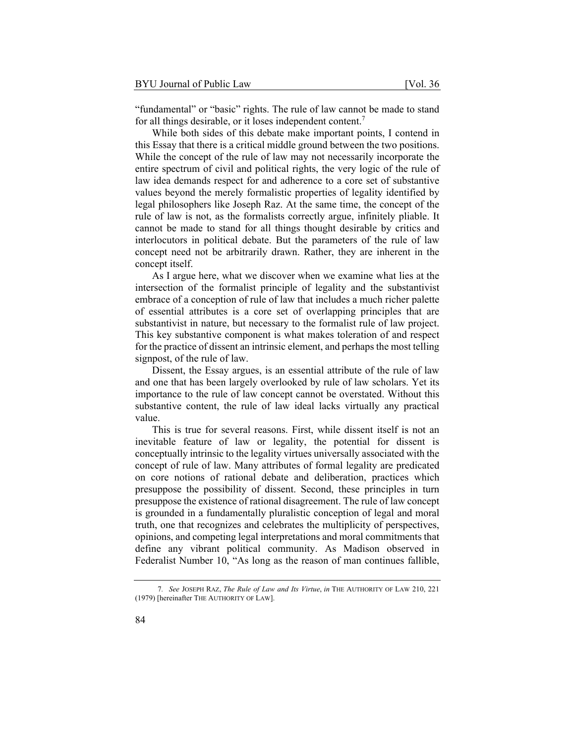"fundamental" or "basic" rights. The rule of law cannot be made to stand for all things desirable, or it loses independent content.[7]

While both sides of this debate make important points, I contend in this Essay that there is a critical middle ground between the two positions. While the concept of the rule of law may not necessarily incorporate the entire spectrum of civil and political rights, the very logic of the rule of law idea demands respect for and adherence to a core set of substantive values beyond the merely formalistic properties of legality identified by legal philosophers like Joseph Raz. At the same time, the concept of the rule of law is not, as the formalists correctly argue, infinitely pliable. It cannot be made to stand for all things thought desirable by critics and interlocutors in political debate. But the parameters of the rule of law concept need not be arbitrarily drawn. Rather, they are inherent in the concept itself.

As I argue here, what we discover when we examine what lies at the intersection of the formalist principle of legality and the substantivist embrace of a conception of rule of law that includes a much richer palette of essential attributes is a core set of overlapping principles that are substantivist in nature, but necessary to the formalist rule of law project. This key substantive component is what makes toleration of and respect for the practice of dissent an intrinsic element, and perhaps the most telling signpost, of the rule of law.

Dissent, the Essay argues, is an essential attribute of the rule of law and one that has been largely overlooked by rule of law scholars. Yet its importance to the rule of law concept cannot be overstated. Without this substantive content, the rule of law ideal lacks virtually any practical value.

This is true for several reasons. First, while dissent itself is not an inevitable feature of law or legality, the potential for dissent is conceptually intrinsic to the legality virtues universally associated with the concept of rule of law. Many attributes of formal legality are predicated on core notions of rational debate and deliberation, practices which presuppose the possibility of dissent. Second, these principles in turn presuppose the existence of rational disagreement. The rule of law concept is grounded in a fundamentally pluralistic conception of legal and moral truth, one that recognizes and celebrates the multiplicity of perspectives, opinions, and competing legal interpretations and moral commitments that define any vibrant political community. As Madison observed in Federalist Number 10, "As long as the reason of man continues fallible,

---

7. *See* JOSEPH RAZ, *The Rule of Law and Its Virtue*, *in* THE AUTHORITY OF LAW 210, 221 (1979) [hereinafter THE AUTHORITY OF LAW].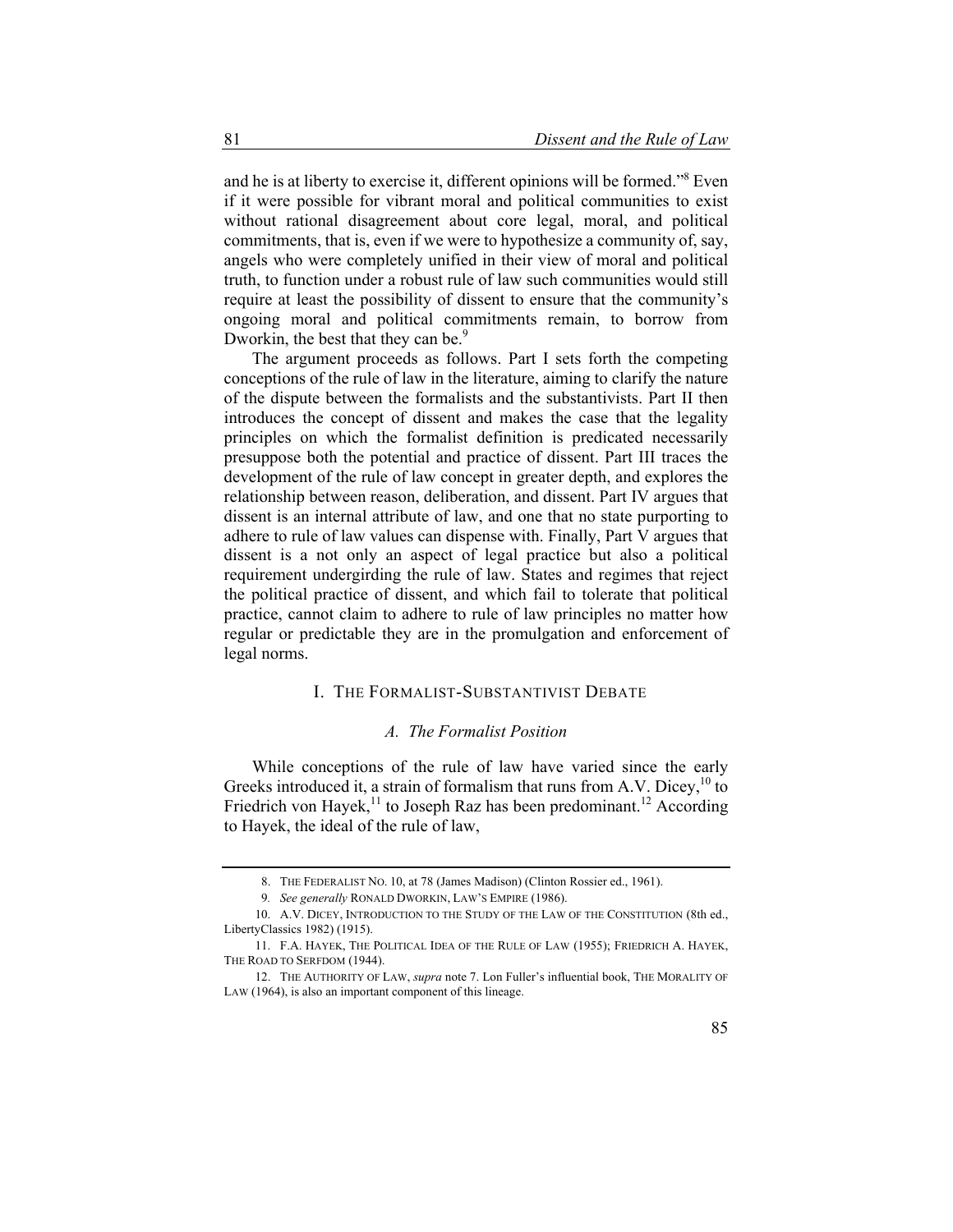and he is at liberty to exercise it, different opinions will be formed."[8] Even if it were possible for vibrant moral and political communities to exist without rational disagreement about core legal, moral, and political commitments, that is, even if we were to hypothesize a community of, say, angels who were completely unified in their view of moral and political truth, to function under a robust rule of law such communities would still require at least the possibility of dissent to ensure that the community's ongoing moral and political commitments remain, to borrow from Dworkin, the best that they can be.[9]

The argument proceeds as follows. Part I sets forth the competing conceptions of the rule of law in the literature, aiming to clarify the nature of the dispute between the formalists and the substantivists. Part II then introduces the concept of dissent and makes the case that the legality principles on which the formalist definition is predicated necessarily presuppose both the potential and practice of dissent. Part III traces the development of the rule of law concept in greater depth, and explores the relationship between reason, deliberation, and dissent. Part IV argues that dissent is an internal attribute of law, and one that no state purporting to adhere to rule of law values can dispense with. Finally, Part V argues that dissent is a not only an aspect of legal practice but also a political requirement undergirding the rule of law. States and regimes that reject the political practice of dissent, and which fail to tolerate that political practice, cannot claim to adhere to rule of law principles no matter how regular or predictable they are in the promulgation and enforcement of legal norms.

## I. THE FORMALIST-SUBSTANTIVIST DEBATE

### *A. The Formalist Position*

While conceptions of the rule of law have varied since the early Greeks introduced it, a strain of formalism that runs from A.V. Dicey,[10] to Friedrich von Hayek,[11] to Joseph Raz has been predominant.[12] According to Hayek, the ideal of the rule of law,

---

8. THE FEDERALIST NO. 10, at 78 (James Madison) (Clinton Rossier ed., 1961).

9. *See generally* RONALD DWORKIN, LAW'S EMPIRE (1986).

10. A.V. DICEY, INTRODUCTION TO THE STUDY OF THE LAW OF THE CONSTITUTION (8th ed., LibertyClassics 1982) (1915).

11. F.A. HAYEK, THE POLITICAL IDEA OF THE RULE OF LAW (1955); FRIEDRICH A. HAYEK, THE ROAD TO SERFDOM (1944).

12. THE AUTHORITY OF LAW, *supra* note 7. Lon Fuller's influential book, THE MORALITY OF LAW (1964), is also an important component of this lineage.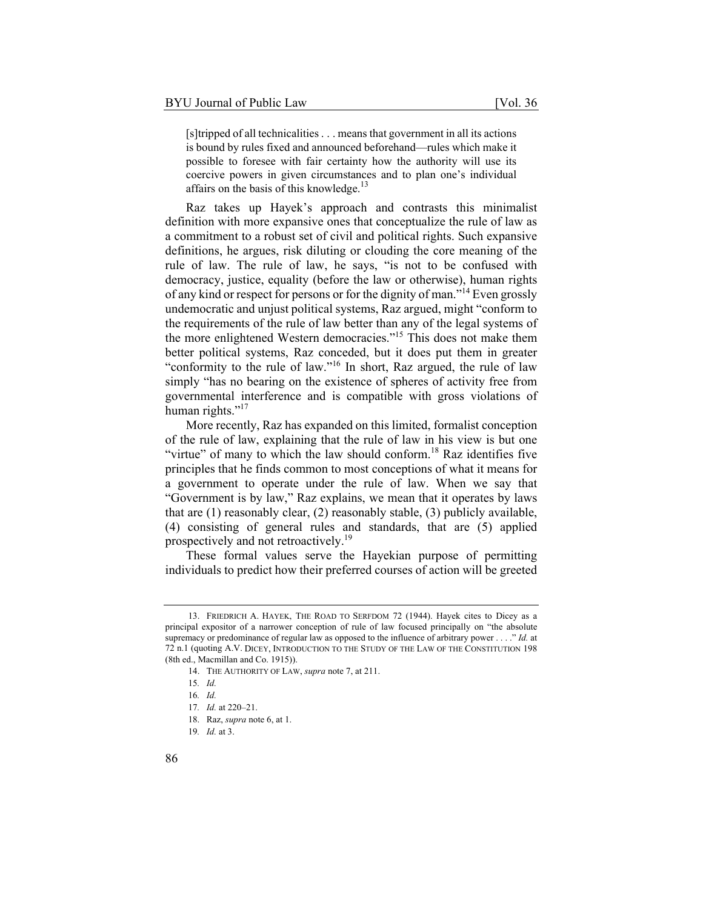> [s]tripped of all technicalities . . . means that government in all its actions is bound by rules fixed and announced beforehand—rules which make it possible to foresee with fair certainty how the authority will use its coercive powers in given circumstances and to plan one's individual affairs on the basis of this knowledge.[13]

Raz takes up Hayek's approach and contrasts this minimalist definition with more expansive ones that conceptualize the rule of law as a commitment to a robust set of civil and political rights. Such expansive definitions, he argues, risk diluting or clouding the core meaning of the rule of law. The rule of law, he says, "is not to be confused with democracy, justice, equality (before the law or otherwise), human rights of any kind or respect for persons or for the dignity of man."[14] Even grossly undemocratic and unjust political systems, Raz argued, might "conform to the requirements of the rule of law better than any of the legal systems of the more enlightened Western democracies."[15] This does not make them better political systems, Raz conceded, but it does put them in greater "conformity to the rule of law."[16] In short, Raz argued, the rule of law simply "has no bearing on the existence of spheres of activity free from governmental interference and is compatible with gross violations of human rights."[17]

More recently, Raz has expanded on this limited, formalist conception of the rule of law, explaining that the rule of law in his view is but one "virtue" of many to which the law should conform.[18] Raz identifies five principles that he finds common to most conceptions of what it means for a government to operate under the rule of law. When we say that "Government is by law," Raz explains, we mean that it operates by laws that are (1) reasonably clear, (2) reasonably stable, (3) publicly available, (4) consisting of general rules and standards, that are (5) applied prospectively and not retroactively.[19]

These formal values serve the Hayekian purpose of permitting individuals to predict how their preferred courses of action will be greeted

---

13. FRIEDRICH A. HAYEK, THE ROAD TO SERFDOM 72 (1944). Hayek cites to Dicey as a principal expositor of a narrower conception of rule of law focused principally on "the absolute supremacy or predominance of regular law as opposed to the influence of arbitrary power . . . ." *Id.* at 72 n.1 (quoting A.V. DICEY, INTRODUCTION TO THE STUDY OF THE LAW OF THE CONSTITUTION 198 (8th ed., Macmillan and Co. 1915)).

14. THE AUTHORITY OF LAW, *supra* note 7, at 211.

15. *Id.*

16. *Id.*

17. *Id.* at 220–21.

18. Raz, *supra* note 6, at 1.

19. *Id.* at 3.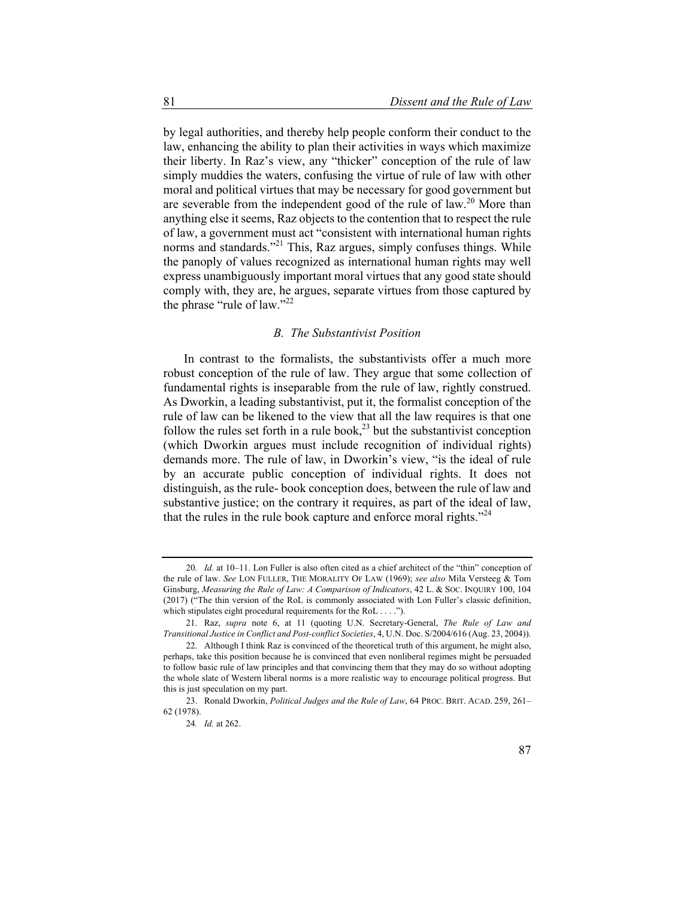by legal authorities, and thereby help people conform their conduct to the law, enhancing the ability to plan their activities in ways which maximize their liberty. In Raz's view, any "thicker" conception of the rule of law simply muddies the waters, confusing the virtue of rule of law with other moral and political virtues that may be necessary for good government but are severable from the independent good of the rule of law.[20] More than anything else it seems, Raz objects to the contention that to respect the rule of law, a government must act "consistent with international human rights norms and standards."[21] This, Raz argues, simply confuses things. While the panoply of values recognized as international human rights may well express unambiguously important moral virtues that any good state should comply with, they are, he argues, separate virtues from those captured by the phrase "rule of law."[22]

### *B. The Substantivist Position*

In contrast to the formalists, the substantivists offer a much more robust conception of the rule of law. They argue that some collection of fundamental rights is inseparable from the rule of law, rightly construed. As Dworkin, a leading substantivist, put it, the formalist conception of the rule of law can be likened to the view that all the law requires is that one follow the rules set forth in a rule book,[23] but the substantivist conception (which Dworkin argues must include recognition of individual rights) demands more. The rule of law, in Dworkin's view, "is the ideal of rule by an accurate public conception of individual rights. It does not distinguish, as the rule- book conception does, between the rule of law and substantive justice; on the contrary it requires, as part of the ideal of law, that the rules in the rule book capture and enforce moral rights."[24]

---

20. *Id.* at 10–11. Lon Fuller is also often cited as a chief architect of the "thin" conception of the rule of law. *See* LON FULLER, THE MORALITY OF LAW (1969); *see also* Mila Versteeg & Tom Ginsburg, *Measuring the Rule of Law: A Comparison of Indicators*, 42 L. & SOC. INQUIRY 100, 104 (2017) ("The thin version of the RoL is commonly associated with Lon Fuller's classic definition, which stipulates eight procedural requirements for the RoL . . . .").

21. Raz, *supra* note 6, at 11 (quoting U.N. Secretary-General, *The Rule of Law and Transitional Justice in Conflict and Post-conflict Societies*, 4, U.N. Doc. S/2004/616 (Aug. 23, 2004)).

22. Although I think Raz is convinced of the theoretical truth of this argument, he might also, perhaps, take this position because he is convinced that even nonliberal regimes might be persuaded to follow basic rule of law principles and that convincing them that they may do so without adopting the whole slate of Western liberal norms is a more realistic way to encourage political progress. But this is just speculation on my part.

23. Ronald Dworkin, *Political Judges and the Rule of Law*, 64 PROC. BRIT. ACAD. 259, 261–62 (1978).

24. *Id.* at 262.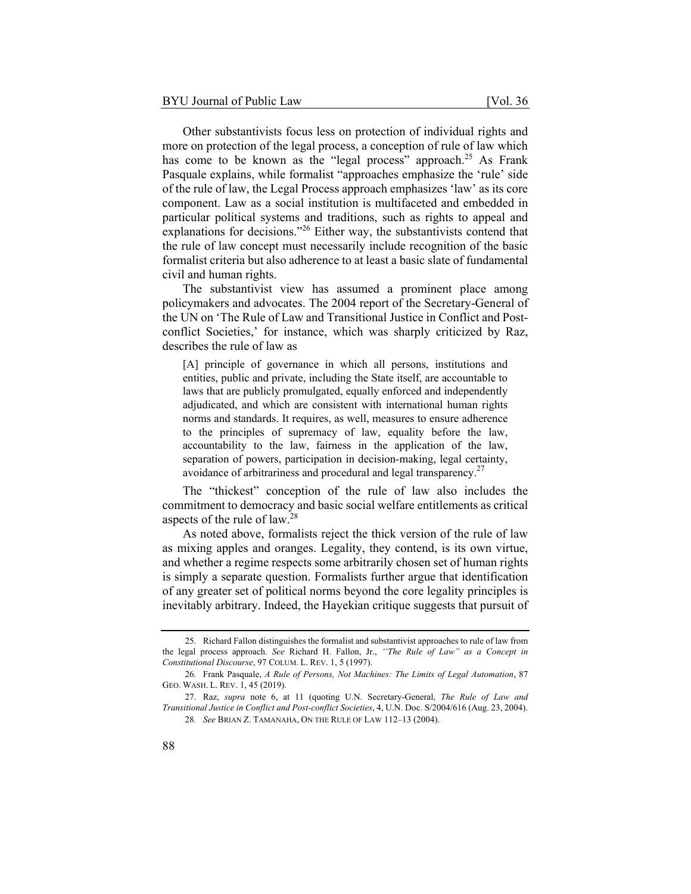Other substantivists focus less on protection of individual rights and more on protection of the legal process, a conception of rule of law which has come to be known as the "legal process" approach.[25] As Frank Pasquale explains, while formalist "approaches emphasize the 'rule' side of the rule of law, the Legal Process approach emphasizes 'law' as its core component. Law as a social institution is multifaceted and embedded in particular political systems and traditions, such as rights to appeal and explanations for decisions."[26] Either way, the substantivists contend that the rule of law concept must necessarily include recognition of the basic formalist criteria but also adherence to at least a basic slate of fundamental civil and human rights.

The substantivist view has assumed a prominent place among policymakers and advocates. The 2004 report of the Secretary-General of the UN on 'The Rule of Law and Transitional Justice in Conflict and Post-conflict Societies,' for instance, which was sharply criticized by Raz, describes the rule of law as

> [A] principle of governance in which all persons, institutions and entities, public and private, including the State itself, are accountable to laws that are publicly promulgated, equally enforced and independently adjudicated, and which are consistent with international human rights norms and standards. It requires, as well, measures to ensure adherence to the principles of supremacy of law, equality before the law, accountability to the law, fairness in the application of the law, separation of powers, participation in decision-making, legal certainty, avoidance of arbitrariness and procedural and legal transparency.[27]

The "thickest" conception of the rule of law also includes the commitment to democracy and basic social welfare entitlements as critical aspects of the rule of law.[28]

As noted above, formalists reject the thick version of the rule of law as mixing apples and oranges. Legality, they contend, is its own virtue, and whether a regime respects some arbitrarily chosen set of human rights is simply a separate question. Formalists further argue that identification of any greater set of political norms beyond the core legality principles is inevitably arbitrary. Indeed, the Hayekian critique suggests that pursuit of

---

25. Richard Fallon distinguishes the formalist and substantivist approaches to rule of law from the legal process approach. *See* Richard H. Fallon, Jr., *"The Rule of Law" as a Concept in Constitutional Discourse*, 97 COLUM. L. REV. 1, 5 (1997).

26. Frank Pasquale, *A Rule of Persons, Not Machines: The Limits of Legal Automation*, 87 GEO. WASH. L. REV. 1, 45 (2019).

27. Raz, *supra* note 6, at 11 (quoting U.N. Secretary-General, *The Rule of Law and Transitional Justice in Conflict and Post-conflict Societies*, 4, U.N. Doc. S/2004/616 (Aug. 23, 2004).

28. *See* BRIAN Z. TAMANAHA, ON THE RULE OF LAW 112–13 (2004).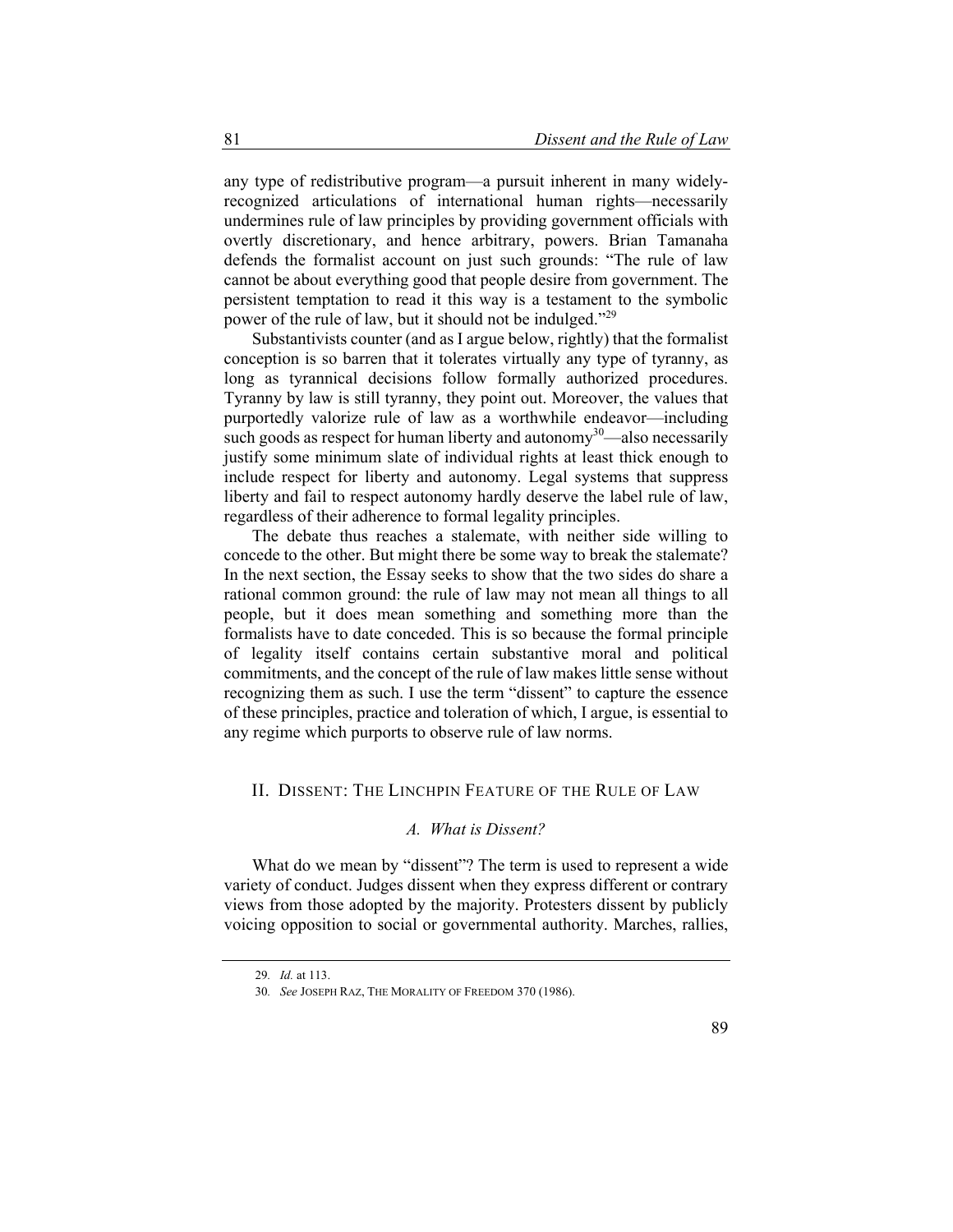any type of redistributive program—a pursuit inherent in many widely-recognized articulations of international human rights—necessarily undermines rule of law principles by providing government officials with overtly discretionary, and hence arbitrary, powers. Brian Tamanaha defends the formalist account on just such grounds: "The rule of law cannot be about everything good that people desire from government. The persistent temptation to read it this way is a testament to the symbolic power of the rule of law, but it should not be indulged."[29]

Substantivists counter (and as I argue below, rightly) that the formalist conception is so barren that it tolerates virtually any type of tyranny, as long as tyrannical decisions follow formally authorized procedures. Tyranny by law is still tyranny, they point out. Moreover, the values that purportedly valorize rule of law as a worthwhile endeavor—including such goods as respect for human liberty and autonomy[30]—also necessarily justify some minimum slate of individual rights at least thick enough to include respect for liberty and autonomy. Legal systems that suppress liberty and fail to respect autonomy hardly deserve the label rule of law, regardless of their adherence to formal legality principles.

The debate thus reaches a stalemate, with neither side willing to concede to the other. But might there be some way to break the stalemate? In the next section, the Essay seeks to show that the two sides do share a rational common ground: the rule of law may not mean all things to all people, but it does mean something and something more than the formalists have to date conceded. This is so because the formal principle of legality itself contains certain substantive moral and political commitments, and the concept of the rule of law makes little sense without recognizing them as such. I use the term "dissent" to capture the essence of these principles, practice and toleration of which, I argue, is essential to any regime which purports to observe rule of law norms.

## II. DISSENT: THE LINCHPIN FEATURE OF THE RULE OF LAW

### *A. What is Dissent?*

What do we mean by "dissent"? The term is used to represent a wide variety of conduct. Judges dissent when they express different or contrary views from those adopted by the majority. Protesters dissent by publicly voicing opposition to social or governmental authority. Marches, rallies,

---

29. *Id.* at 113.

30. *See* JOSEPH RAZ, THE MORALITY OF FREEDOM 370 (1986).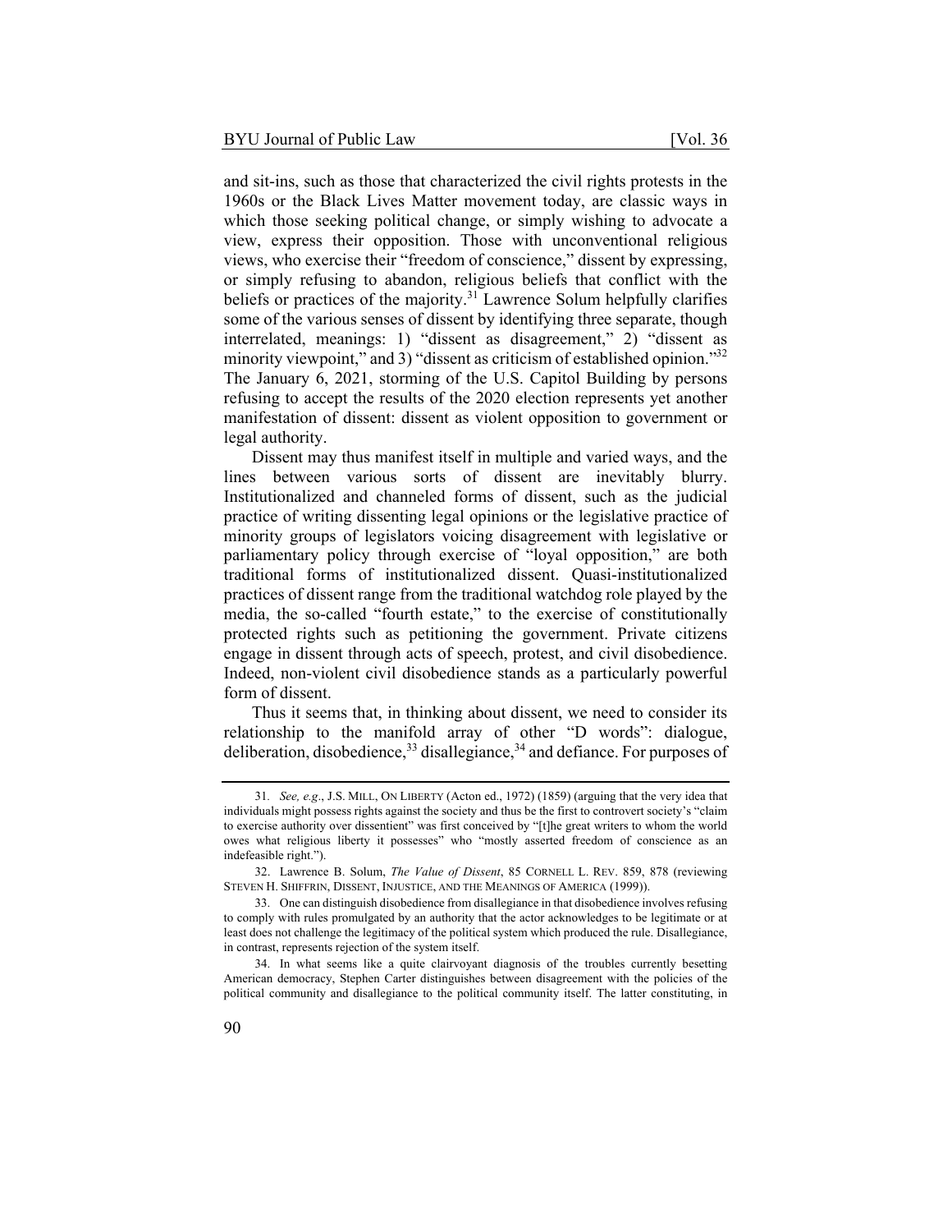and sit-ins, such as those that characterized the civil rights protests in the 1960s or the Black Lives Matter movement today, are classic ways in which those seeking political change, or simply wishing to advocate a view, express their opposition. Those with unconventional religious views, who exercise their "freedom of conscience," dissent by expressing, or simply refusing to abandon, religious beliefs that conflict with the beliefs or practices of the majority.[31] Lawrence Solum helpfully clarifies some of the various senses of dissent by identifying three separate, though interrelated, meanings: 1) "dissent as disagreement," 2) "dissent as minority viewpoint," and 3) "dissent as criticism of established opinion."[32] The January 6, 2021, storming of the U.S. Capitol Building by persons refusing to accept the results of the 2020 election represents yet another manifestation of dissent: dissent as violent opposition to government or legal authority.

Dissent may thus manifest itself in multiple and varied ways, and the lines between various sorts of dissent are inevitably blurry. Institutionalized and channeled forms of dissent, such as the judicial practice of writing dissenting legal opinions or the legislative practice of minority groups of legislators voicing disagreement with legislative or parliamentary policy through exercise of "loyal opposition," are both traditional forms of institutionalized dissent. Quasi-institutionalized practices of dissent range from the traditional watchdog role played by the media, the so-called "fourth estate," to the exercise of constitutionally protected rights such as petitioning the government. Private citizens engage in dissent through acts of speech, protest, and civil disobedience. Indeed, non-violent civil disobedience stands as a particularly powerful form of dissent.

Thus it seems that, in thinking about dissent, we need to consider its relationship to the manifold array of other "D words": dialogue, deliberation, disobedience,[33] disallegiance,[34] and defiance. For purposes of

---

31. *See, e.g.*, J.S. MILL, ON LIBERTY (Acton ed., 1972) (1859) (arguing that the very idea that individuals might possess rights against the society and thus be the first to controvert society's "claim to exercise authority over dissentient" was first conceived by "[t]he great writers to whom the world owes what religious liberty it possesses" who "mostly asserted freedom of conscience as an indefeasible right.").

32. Lawrence B. Solum, *The Value of Dissent*, 85 CORNELL L. REV. 859, 878 (reviewing STEVEN H. SHIFFRIN, DISSENT, INJUSTICE, AND THE MEANINGS OF AMERICA (1999)).

33. One can distinguish disobedience from disallegiance in that disobedience involves refusing to comply with rules promulgated by an authority that the actor acknowledges to be legitimate or at least does not challenge the legitimacy of the political system which produced the rule. Disallegiance, in contrast, represents rejection of the system itself.

34. In what seems like a quite clairvoyant diagnosis of the troubles currently besetting American democracy, Stephen Carter distinguishes between disagreement with the policies of the political community and disallegiance to the political community itself. The latter constituting, in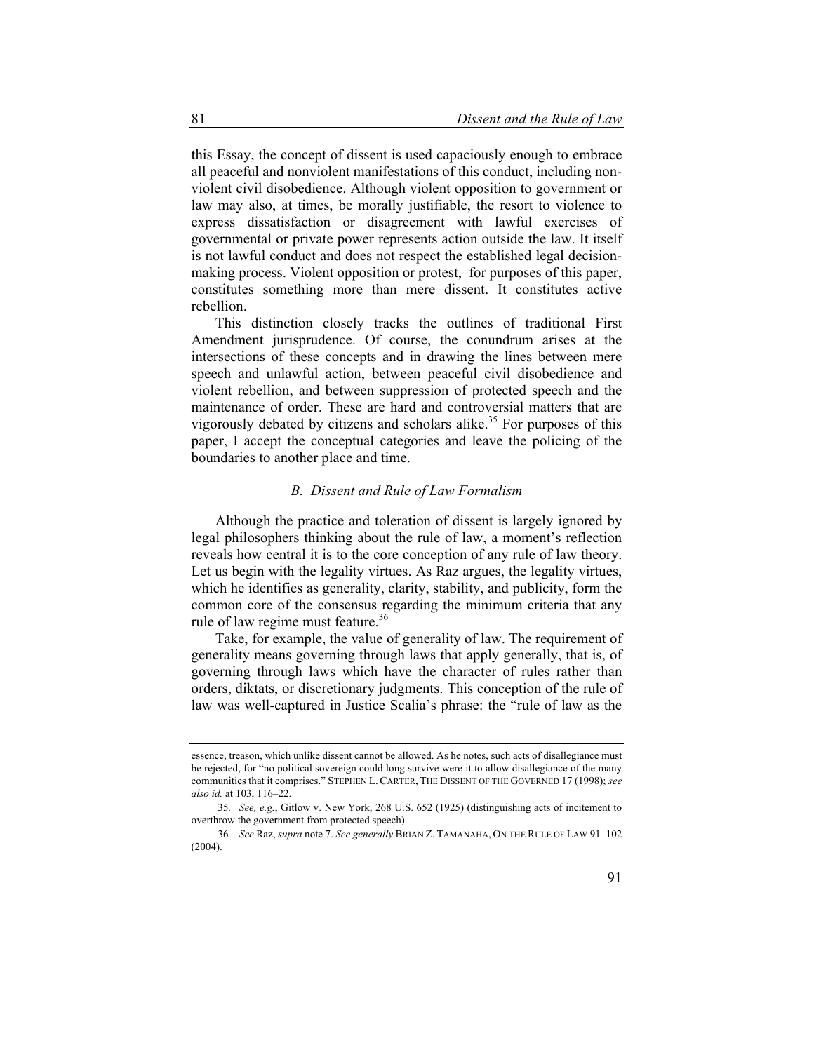this Essay, the concept of dissent is used capaciously enough to embrace all peaceful and nonviolent manifestations of this conduct, including non-violent civil disobedience. Although violent opposition to government or law may also, at times, be morally justifiable, the resort to violence to express dissatisfaction or disagreement with lawful exercises of governmental or private power represents action outside the law. It itself is not lawful conduct and does not respect the established legal decision-making process. Violent opposition or protest, for purposes of this paper, constitutes something more than mere dissent. It constitutes active rebellion.

This distinction closely tracks the outlines of traditional First Amendment jurisprudence. Of course, the conundrum arises at the intersections of these concepts and in drawing the lines between mere speech and unlawful action, between peaceful civil disobedience and violent rebellion, and between suppression of protected speech and the maintenance of order. These are hard and controversial matters that are vigorously debated by citizens and scholars alike.[35] For purposes of this paper, I accept the conceptual categories and leave the policing of the boundaries to another place and time.

### *B. Dissent and Rule of Law Formalism*

Although the practice and toleration of dissent is largely ignored by legal philosophers thinking about the rule of law, a moment's reflection reveals how central it is to the core conception of any rule of law theory. Let us begin with the legality virtues. As Raz argues, the legality virtues, which he identifies as generality, clarity, stability, and publicity, form the common core of the consensus regarding the minimum criteria that any rule of law regime must feature.[36]

Take, for example, the value of generality of law. The requirement of generality means governing through laws that apply generally, that is, of governing through laws which have the character of rules rather than orders, diktats, or discretionary judgments. This conception of the rule of law was well-captured in Justice Scalia's phrase: the "rule of law as the

---

essence, treason, which unlike dissent cannot be allowed. As he notes, such acts of disallegiance must be rejected, for "no political sovereign could long survive were it to allow disallegiance of the many communities that it comprises." STEPHEN L. CARTER, THE DISSENT OF THE GOVERNED 17 (1998); *see also id.* at 103, 116–22.

35. *See, e.g.*, Gitlow v. New York, 268 U.S. 652 (1925) (distinguishing acts of incitement to overthrow the government from protected speech).

36. *See* Raz, *supra* note 7. *See generally* BRIAN Z. TAMANAHA, ON THE RULE OF LAW 91–102 (2004).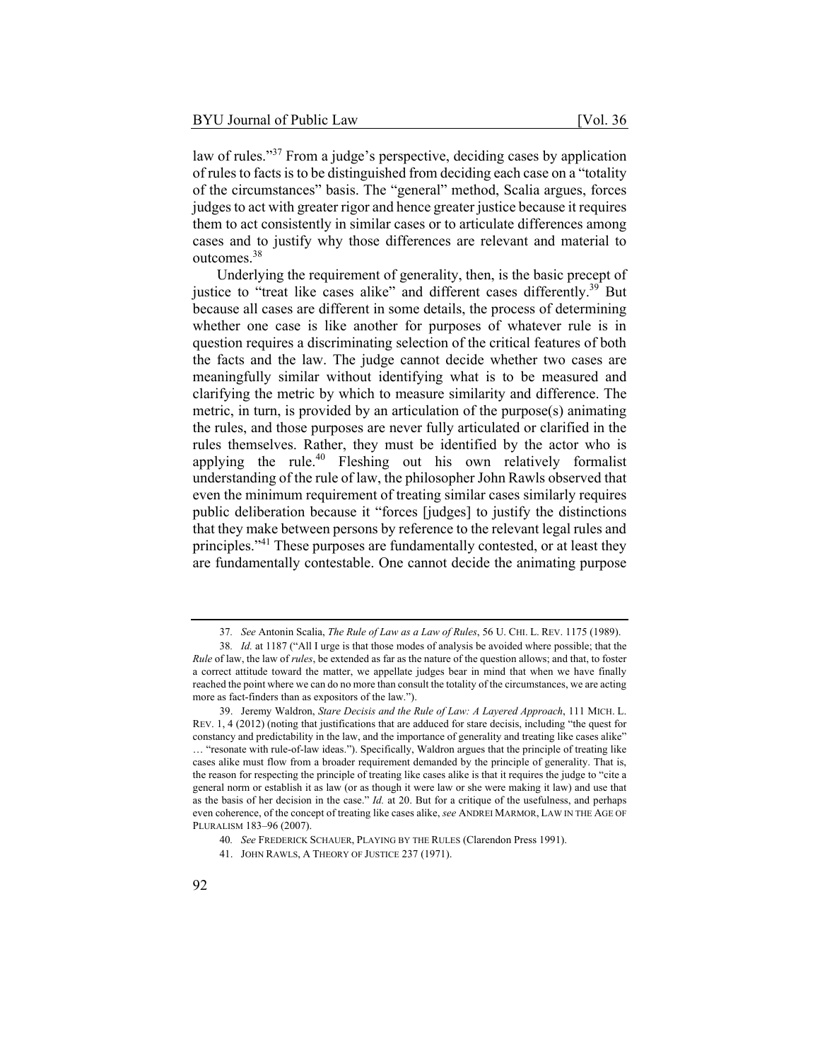law of rules."[37] From a judge's perspective, deciding cases by application of rules to facts is to be distinguished from deciding each case on a "totality of the circumstances" basis. The "general" method, Scalia argues, forces judges to act with greater rigor and hence greater justice because it requires them to act consistently in similar cases or to articulate differences among cases and to justify why those differences are relevant and material to outcomes.[38]

Underlying the requirement of generality, then, is the basic precept of justice to "treat like cases alike" and different cases differently.[39] But because all cases are different in some details, the process of determining whether one case is like another for purposes of whatever rule is in question requires a discriminating selection of the critical features of both the facts and the law. The judge cannot decide whether two cases are meaningfully similar without identifying what is to be measured and clarifying the metric by which to measure similarity and difference. The metric, in turn, is provided by an articulation of the purpose(s) animating the rules, and those purposes are never fully articulated or clarified in the rules themselves. Rather, they must be identified by the actor who is applying the rule.[40] Fleshing out his own relatively formalist understanding of the rule of law, the philosopher John Rawls observed that even the minimum requirement of treating similar cases similarly requires public deliberation because it "forces [judges] to justify the distinctions that they make between persons by reference to the relevant legal rules and principles."[41] These purposes are fundamentally contested, or at least they are fundamentally contestable. One cannot decide the animating purpose

---

37. *See* Antonin Scalia, *The Rule of Law as a Law of Rules*, 56 U. CHI. L. REV. 1175 (1989).

38. *Id.* at 1187 ("All I urge is that those modes of analysis be avoided where possible; that the *Rule* of law, the law of *rules*, be extended as far as the nature of the question allows; and that, to foster a correct attitude toward the matter, we appellate judges bear in mind that when we have finally reached the point where we can do no more than consult the totality of the circumstances, we are acting more as fact-finders than as expositors of the law.").

39. Jeremy Waldron, *Stare Decisis and the Rule of Law: A Layered Approach*, 111 MICH. L. REV. 1, 4 (2012) (noting that justifications that are adduced for stare decisis, including "the quest for constancy and predictability in the law, and the importance of generality and treating like cases alike" … "resonate with rule-of-law ideas."). Specifically, Waldron argues that the principle of treating like cases alike must flow from a broader requirement demanded by the principle of generality. That is, the reason for respecting the principle of treating like cases alike is that it requires the judge to "cite a general norm or establish it as law (or as though it were law or she were making it law) and use that as the basis of her decision in the case." *Id.* at 20. But for a critique of the usefulness, and perhaps even coherence, of the concept of treating like cases alike, *see* ANDREI MARMOR, LAW IN THE AGE OF PLURALISM 183–96 (2007).

40. *See* FREDERICK SCHAUER, PLAYING BY THE RULES (Clarendon Press 1991).

41. JOHN RAWLS, A THEORY OF JUSTICE 237 (1971).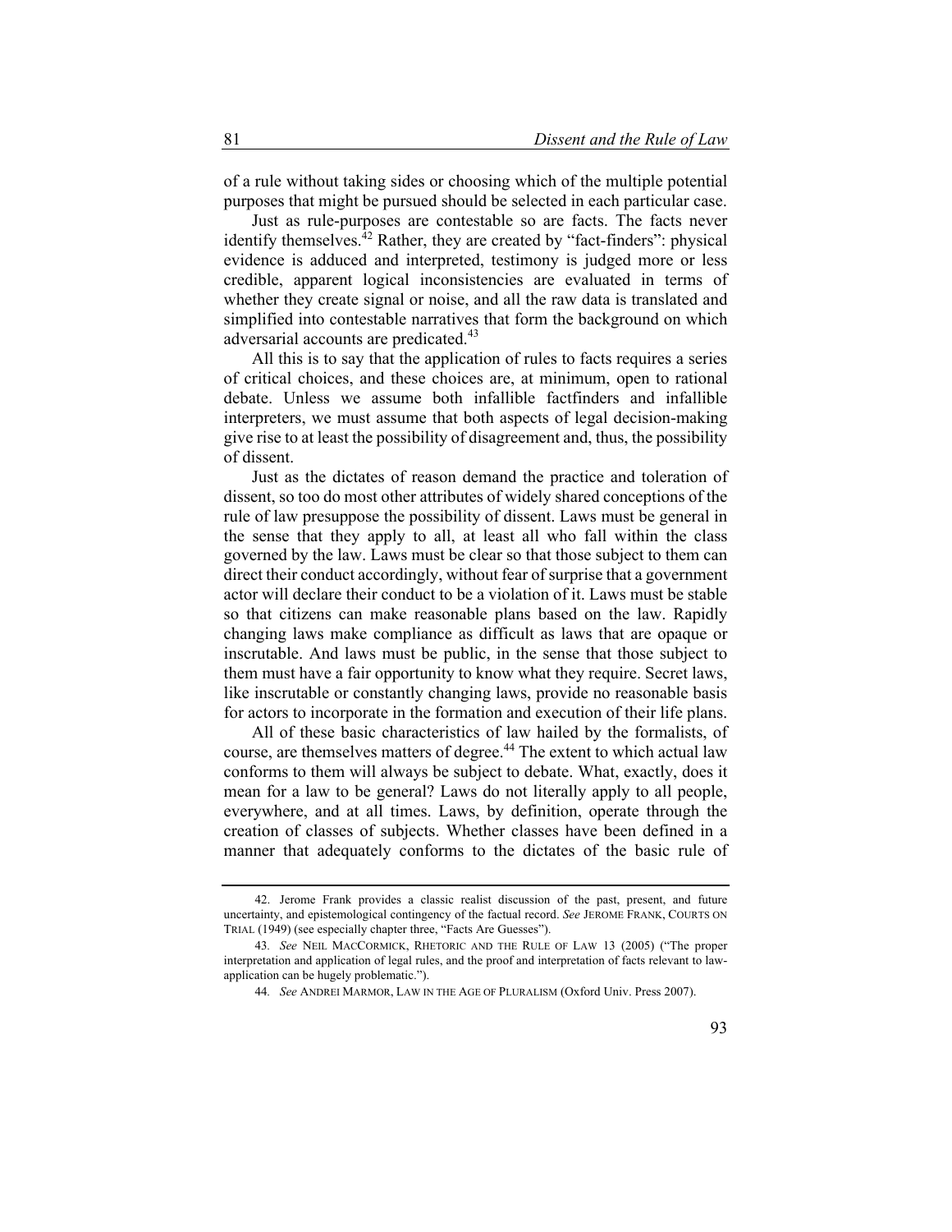of a rule without taking sides or choosing which of the multiple potential purposes that might be pursued should be selected in each particular case.

Just as rule-purposes are contestable so are facts. The facts never identify themselves.[42] Rather, they are created by "fact-finders": physical evidence is adduced and interpreted, testimony is judged more or less credible, apparent logical inconsistencies are evaluated in terms of whether they create signal or noise, and all the raw data is translated and simplified into contestable narratives that form the background on which adversarial accounts are predicated.[43]

All this is to say that the application of rules to facts requires a series of critical choices, and these choices are, at minimum, open to rational debate. Unless we assume both infallible factfinders and infallible interpreters, we must assume that both aspects of legal decision-making give rise to at least the possibility of disagreement and, thus, the possibility of dissent.

Just as the dictates of reason demand the practice and toleration of dissent, so too do most other attributes of widely shared conceptions of the rule of law presuppose the possibility of dissent. Laws must be general in the sense that they apply to all, at least all who fall within the class governed by the law. Laws must be clear so that those subject to them can direct their conduct accordingly, without fear of surprise that a government actor will declare their conduct to be a violation of it. Laws must be stable so that citizens can make reasonable plans based on the law. Rapidly changing laws make compliance as difficult as laws that are opaque or inscrutable. And laws must be public, in the sense that those subject to them must have a fair opportunity to know what they require. Secret laws, like inscrutable or constantly changing laws, provide no reasonable basis for actors to incorporate in the formation and execution of their life plans.

All of these basic characteristics of law hailed by the formalists, of course, are themselves matters of degree.[44] The extent to which actual law conforms to them will always be subject to debate. What, exactly, does it mean for a law to be general? Laws do not literally apply to all people, everywhere, and at all times. Laws, by definition, operate through the creation of classes of subjects. Whether classes have been defined in a manner that adequately conforms to the dictates of the basic rule of

---

42. Jerome Frank provides a classic realist discussion of the past, present, and future uncertainty, and epistemological contingency of the factual record. *See* JEROME FRANK, COURTS ON TRIAL (1949) (see especially chapter three, "Facts Are Guesses").

43. *See* NEIL MACCORMICK, RHETORIC AND THE RULE OF LAW 13 (2005) ("The proper interpretation and application of legal rules, and the proof and interpretation of facts relevant to law-application can be hugely problematic.").

44. *See* ANDREI MARMOR, LAW IN THE AGE OF PLURALISM (Oxford Univ. Press 2007).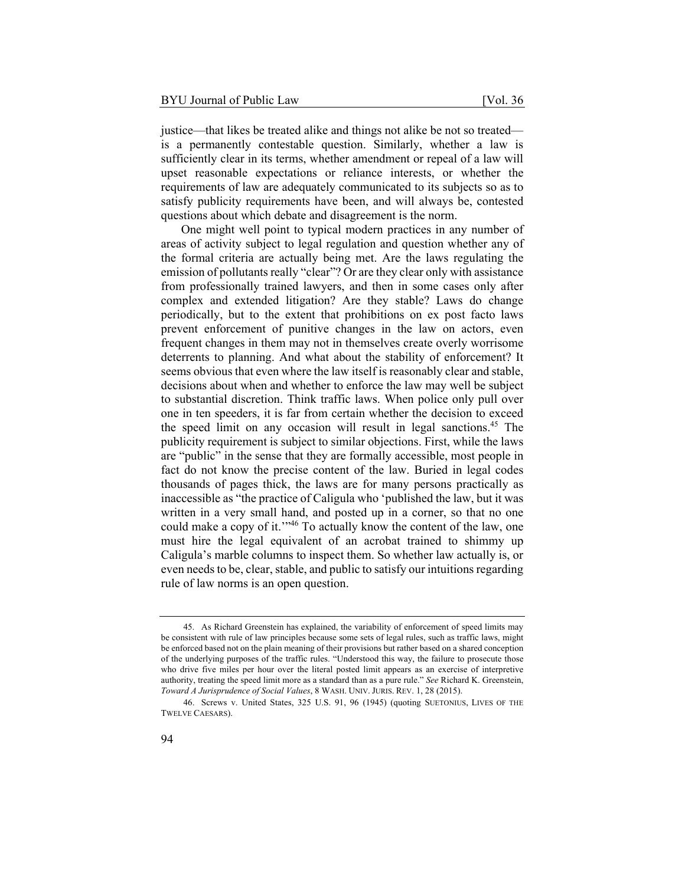justice—that likes be treated alike and things not alike be not so treated—is a permanently contestable question. Similarly, whether a law is sufficiently clear in its terms, whether amendment or repeal of a law will upset reasonable expectations or reliance interests, or whether the requirements of law are adequately communicated to its subjects so as to satisfy publicity requirements have been, and will always be, contested questions about which debate and disagreement is the norm.

One might well point to typical modern practices in any number of areas of activity subject to legal regulation and question whether any of the formal criteria are actually being met. Are the laws regulating the emission of pollutants really "clear"? Or are they clear only with assistance from professionally trained lawyers, and then in some cases only after complex and extended litigation? Are they stable? Laws do change periodically, but to the extent that prohibitions on ex post facto laws prevent enforcement of punitive changes in the law on actors, even frequent changes in them may not in themselves create overly worrisome deterrents to planning. And what about the stability of enforcement? It seems obvious that even where the law itself is reasonably clear and stable, decisions about when and whether to enforce the law may well be subject to substantial discretion. Think traffic laws. When police only pull over one in ten speeders, it is far from certain whether the decision to exceed the speed limit on any occasion will result in legal sanctions.[45] The publicity requirement is subject to similar objections. First, while the laws are "public" in the sense that they are formally accessible, most people in fact do not know the precise content of the law. Buried in legal codes thousands of pages thick, the laws are for many persons practically as inaccessible as "the practice of Caligula who 'published the law, but it was written in a very small hand, and posted up in a corner, so that no one could make a copy of it.'"[46] To actually know the content of the law, one must hire the legal equivalent of an acrobat trained to shimmy up Caligula's marble columns to inspect them. So whether law actually is, or even needs to be, clear, stable, and public to satisfy our intuitions regarding rule of law norms is an open question.

---

45. As Richard Greenstein has explained, the variability of enforcement of speed limits may be consistent with rule of law principles because some sets of legal rules, such as traffic laws, might be enforced based not on the plain meaning of their provisions but rather based on a shared conception of the underlying purposes of the traffic rules. "Understood this way, the failure to prosecute those who drive five miles per hour over the literal posted limit appears as an exercise of interpretive authority, treating the speed limit more as a standard than as a pure rule." *See* Richard K. Greenstein, *Toward A Jurisprudence of Social Values*, 8 WASH. UNIV. JURIS. REV. 1, 28 (2015).

46. Screws v. United States, 325 U.S. 91, 96 (1945) (quoting SUETONIUS, LIVES OF THE TWELVE CAESARS).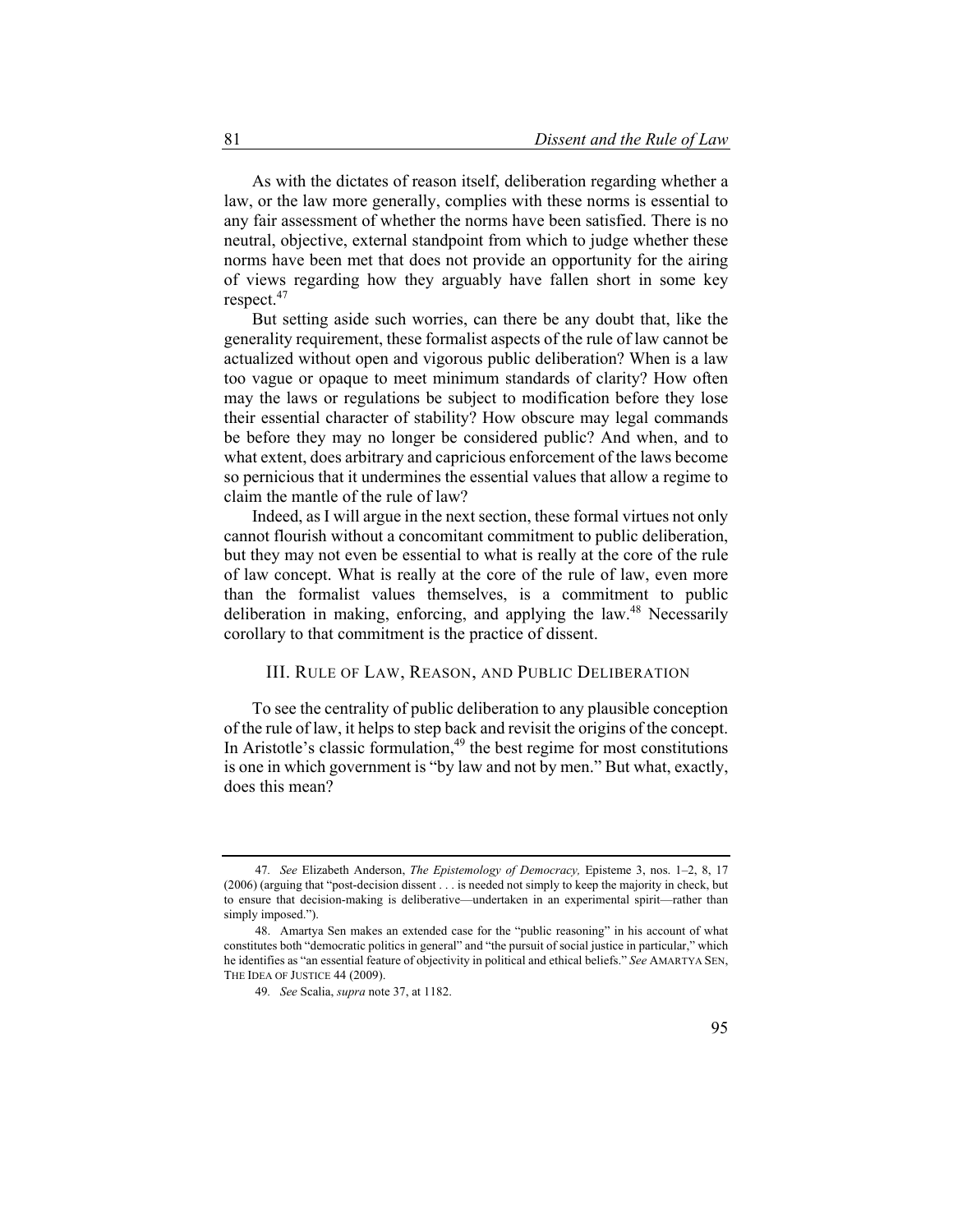As with the dictates of reason itself, deliberation regarding whether a law, or the law more generally, complies with these norms is essential to any fair assessment of whether the norms have been satisfied. There is no neutral, objective, external standpoint from which to judge whether these norms have been met that does not provide an opportunity for the airing of views regarding how they arguably have fallen short in some key respect.[47]

But setting aside such worries, can there be any doubt that, like the generality requirement, these formalist aspects of the rule of law cannot be actualized without open and vigorous public deliberation? When is a law too vague or opaque to meet minimum standards of clarity? How often may the laws or regulations be subject to modification before they lose their essential character of stability? How obscure may legal commands be before they may no longer be considered public? And when, and to what extent, does arbitrary and capricious enforcement of the laws become so pernicious that it undermines the essential values that allow a regime to claim the mantle of the rule of law?

Indeed, as I will argue in the next section, these formal virtues not only cannot flourish without a concomitant commitment to public deliberation, but they may not even be essential to what is really at the core of the rule of law concept. What is really at the core of the rule of law, even more than the formalist values themselves, is a commitment to public deliberation in making, enforcing, and applying the law.[48] Necessarily corollary to that commitment is the practice of dissent.

## III. Rule of Law, Reason, and Public Deliberation

To see the centrality of public deliberation to any plausible conception of the rule of law, it helps to step back and revisit the origins of the concept. In Aristotle's classic formulation,[49] the best regime for most constitutions is one in which government is "by law and not by men." But what, exactly, does this mean?

---

47. *See* Elizabeth Anderson, *The Epistemology of Democracy,* Episteme 3, nos. 1–2, 8, 17 (2006) (arguing that "post-decision dissent . . . is needed not simply to keep the majority in check, but to ensure that decision-making is deliberative—undertaken in an experimental spirit—rather than simply imposed.").

48. Amartya Sen makes an extended case for the "public reasoning" in his account of what constitutes both "democratic politics in general" and "the pursuit of social justice in particular," which he identifies as "an essential feature of objectivity in political and ethical beliefs." *See* AMARTYA SEN, THE IDEA OF JUSTICE 44 (2009).

49. *See* Scalia, *supra* note 37, at 1182.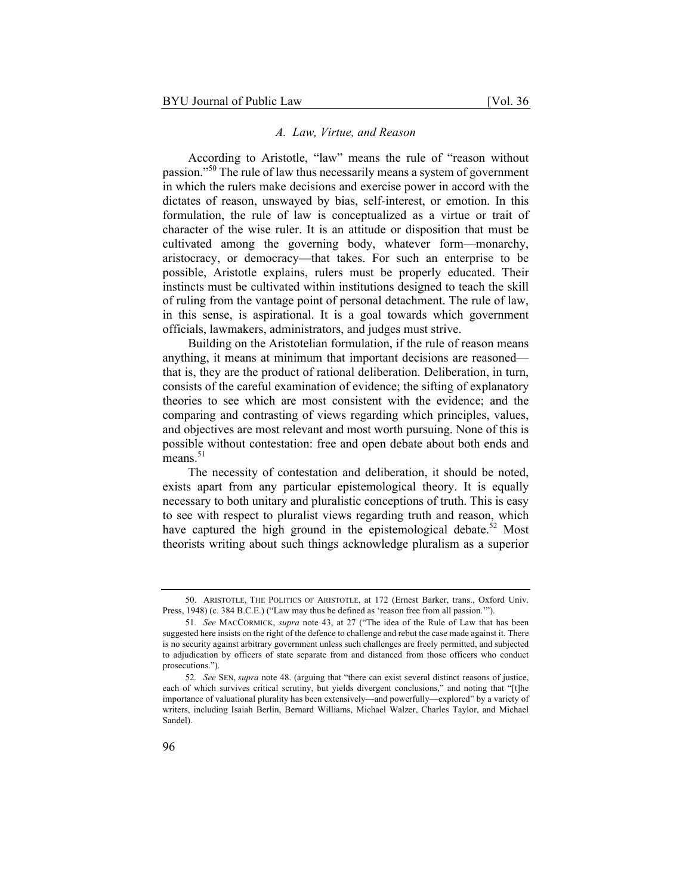### *A. Law, Virtue, and Reason*

According to Aristotle, "law" means the rule of "reason without passion."[50] The rule of law thus necessarily means a system of government in which the rulers make decisions and exercise power in accord with the dictates of reason, unswayed by bias, self-interest, or emotion. In this formulation, the rule of law is conceptualized as a virtue or trait of character of the wise ruler. It is an attitude or disposition that must be cultivated among the governing body, whatever form—monarchy, aristocracy, or democracy—that takes. For such an enterprise to be possible, Aristotle explains, rulers must be properly educated. Their instincts must be cultivated within institutions designed to teach the skill of ruling from the vantage point of personal detachment. The rule of law, in this sense, is aspirational. It is a goal towards which government officials, lawmakers, administrators, and judges must strive.

Building on the Aristotelian formulation, if the rule of reason means anything, it means at minimum that important decisions are reasoned—that is, they are the product of rational deliberation. Deliberation, in turn, consists of the careful examination of evidence; the sifting of explanatory theories to see which are most consistent with the evidence; and the comparing and contrasting of views regarding which principles, values, and objectives are most relevant and most worth pursuing. None of this is possible without contestation: free and open debate about both ends and means.[51]

The necessity of contestation and deliberation, it should be noted, exists apart from any particular epistemological theory. It is equally necessary to both unitary and pluralistic conceptions of truth. This is easy to see with respect to pluralist views regarding truth and reason, which have captured the high ground in the epistemological debate.[52] Most theorists writing about such things acknowledge pluralism as a superior

---

50. ARISTOTLE, THE POLITICS OF ARISTOTLE, at 172 (Ernest Barker, trans., Oxford Univ. Press, 1948) (c. 384 B.C.E.) ("Law may thus be defined as 'reason free from all passion.'").

51. *See* MACCORMICK, *supra* note 43, at 27 ("The idea of the Rule of Law that has been suggested here insists on the right of the defence to challenge and rebut the case made against it. There is no security against arbitrary government unless such challenges are freely permitted, and subjected to adjudication by officers of state separate from and distanced from those officers who conduct prosecutions.").

52. *See* SEN, *supra* note 48. (arguing that "there can exist several distinct reasons of justice, each of which survives critical scrutiny, but yields divergent conclusions," and noting that "[t]he importance of valuational plurality has been extensively—and powerfully—explored" by a variety of writers, including Isaiah Berlin, Bernard Williams, Michael Walzer, Charles Taylor, and Michael Sandel).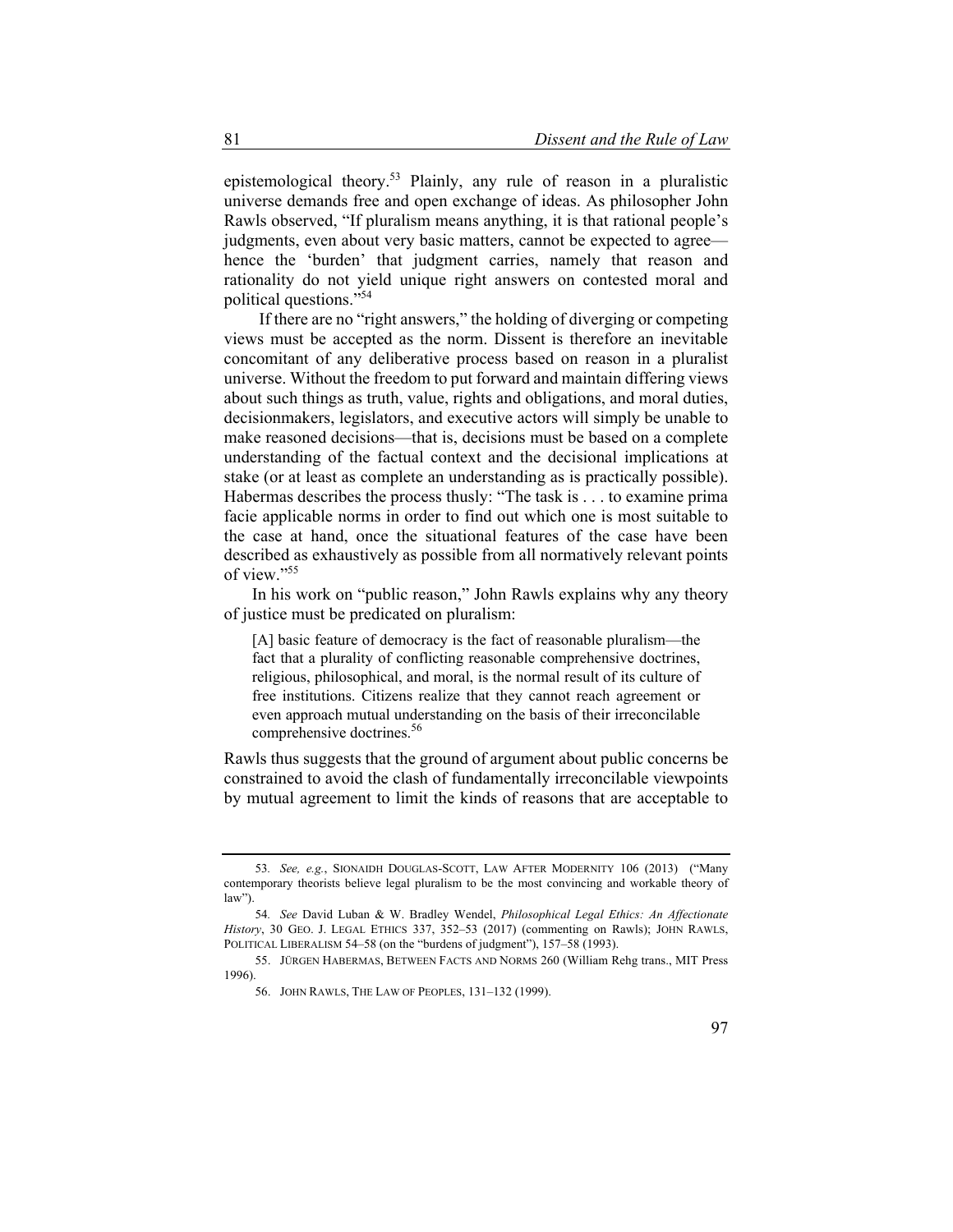epistemological theory.[53] Plainly, any rule of reason in a pluralistic universe demands free and open exchange of ideas. As philosopher John Rawls observed, "If pluralism means anything, it is that rational people's judgments, even about very basic matters, cannot be expected to agree—hence the 'burden' that judgment carries, namely that reason and rationality do not yield unique right answers on contested moral and political questions."[54]

If there are no "right answers," the holding of diverging or competing views must be accepted as the norm. Dissent is therefore an inevitable concomitant of any deliberative process based on reason in a pluralist universe. Without the freedom to put forward and maintain differing views about such things as truth, value, rights and obligations, and moral duties, decisionmakers, legislators, and executive actors will simply be unable to make reasoned decisions—that is, decisions must be based on a complete understanding of the factual context and the decisional implications at stake (or at least as complete an understanding as is practically possible). Habermas describes the process thusly: "The task is . . . to examine prima facie applicable norms in order to find out which one is most suitable to the case at hand, once the situational features of the case have been described as exhaustively as possible from all normatively relevant points of view."[55]

In his work on "public reason," John Rawls explains why any theory of justice must be predicated on pluralism:

> [A] basic feature of democracy is the fact of reasonable pluralism—the fact that a plurality of conflicting reasonable comprehensive doctrines, religious, philosophical, and moral, is the normal result of its culture of free institutions. Citizens realize that they cannot reach agreement or even approach mutual understanding on the basis of their irreconcilable comprehensive doctrines.[56]

Rawls thus suggests that the ground of argument about public concerns be constrained to avoid the clash of fundamentally irreconcilable viewpoints by mutual agreement to limit the kinds of reasons that are acceptable to

---

53. *See, e.g.*, SIONAIDH DOUGLAS-SCOTT, LAW AFTER MODERNITY 106 (2013) ("Many contemporary theorists believe legal pluralism to be the most convincing and workable theory of law").

54. *See* David Luban & W. Bradley Wendel, *Philosophical Legal Ethics: An Affectionate History*, 30 GEO. J. LEGAL ETHICS 337, 352–53 (2017) (commenting on Rawls); JOHN RAWLS, POLITICAL LIBERALISM 54–58 (on the "burdens of judgment"), 157–58 (1993).

55. JÜRGEN HABERMAS, BETWEEN FACTS AND NORMS 260 (William Rehg trans., MIT Press 1996).

56. JOHN RAWLS, THE LAW OF PEOPLES, 131–132 (1999).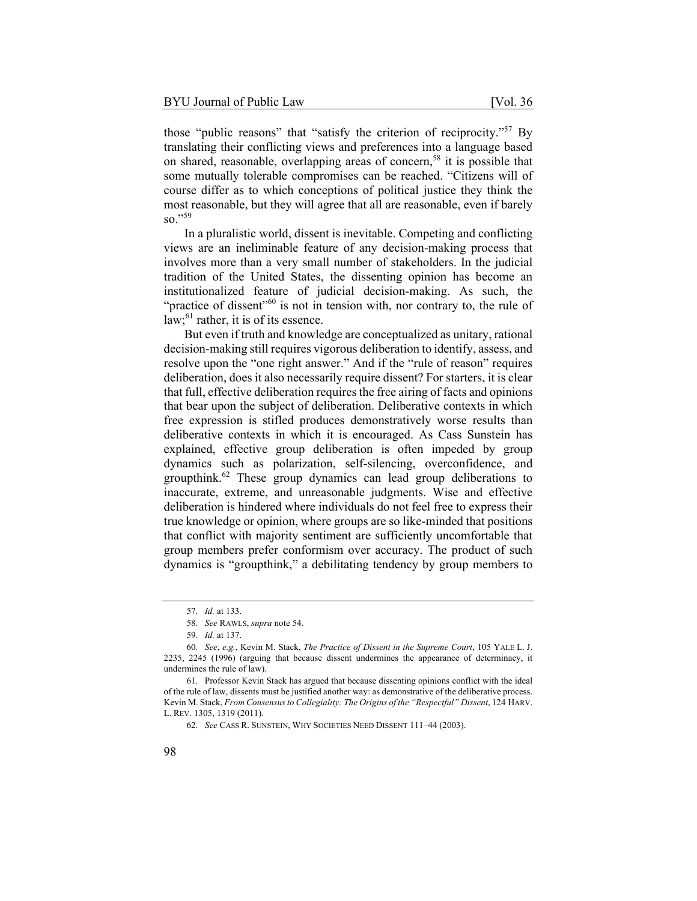those "public reasons" that "satisfy the criterion of reciprocity."[57] By translating their conflicting views and preferences into a language based on shared, reasonable, overlapping areas of concern,[58] it is possible that some mutually tolerable compromises can be reached. "Citizens will of course differ as to which conceptions of political justice they think the most reasonable, but they will agree that all are reasonable, even if barely so."[59]

In a pluralistic world, dissent is inevitable. Competing and conflicting views are an ineliminable feature of any decision-making process that involves more than a very small number of stakeholders. In the judicial tradition of the United States, the dissenting opinion has become an institutionalized feature of judicial decision-making. As such, the "practice of dissent"[60] is not in tension with, nor contrary to, the rule of law;[61] rather, it is of its essence.

But even if truth and knowledge are conceptualized as unitary, rational decision-making still requires vigorous deliberation to identify, assess, and resolve upon the "one right answer." And if the "rule of reason" requires deliberation, does it also necessarily require dissent? For starters, it is clear that full, effective deliberation requires the free airing of facts and opinions that bear upon the subject of deliberation. Deliberative contexts in which free expression is stifled produces demonstratively worse results than deliberative contexts in which it is encouraged. As Cass Sunstein has explained, effective group deliberation is often impeded by group dynamics such as polarization, self-silencing, overconfidence, and groupthink.[62] These group dynamics can lead group deliberations to inaccurate, extreme, and unreasonable judgments. Wise and effective deliberation is hindered where individuals do not feel free to express their true knowledge or opinion, where groups are so like-minded that positions that conflict with majority sentiment are sufficiently uncomfortable that group members prefer conformism over accuracy. The product of such dynamics is "groupthink," a debilitating tendency by group members to

---

57. *Id.* at 133.

58. *See* RAWLS, *supra* note 54.

59. *Id.* at 137.

60. *See*, *e.g.*, Kevin M. Stack, *The Practice of Dissent in the Supreme Court*, 105 YALE L. J. 2235, 2245 (1996) (arguing that because dissent undermines the appearance of determinacy, it undermines the rule of law).

61. Professor Kevin Stack has argued that because dissenting opinions conflict with the ideal of the rule of law, dissents must be justified another way: as demonstrative of the deliberative process. Kevin M. Stack, *From Consensus to Collegiality: The Origins of the "Respectful" Dissent*, 124 HARV. L. REV. 1305, 1319 (2011).

62. *See* CASS R. SUNSTEIN, WHY SOCIETIES NEED DISSENT 111–44 (2003).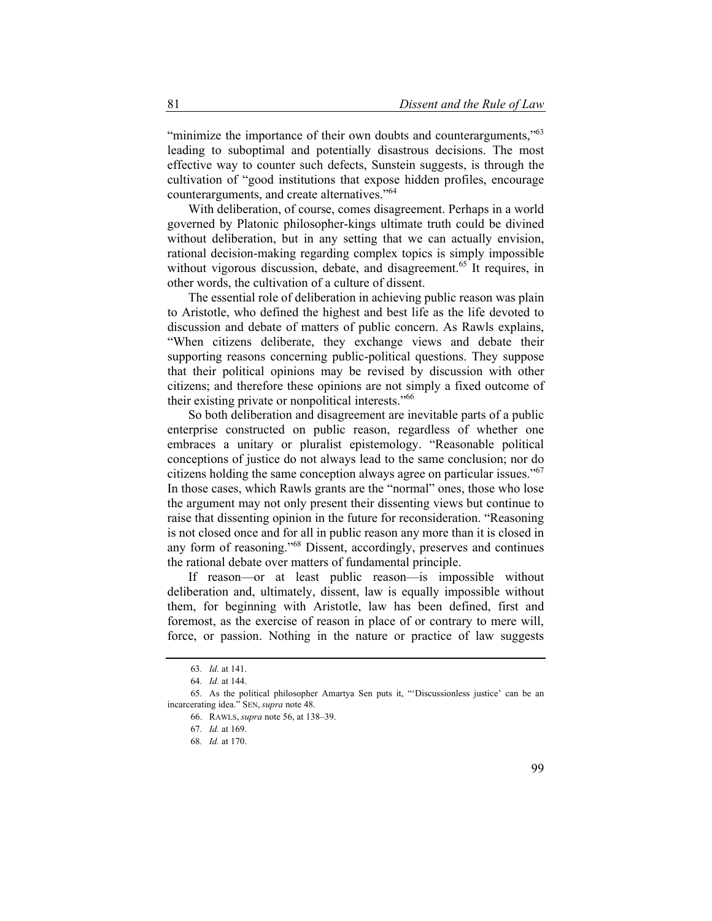"minimize the importance of their own doubts and counterarguments,"[63] leading to suboptimal and potentially disastrous decisions. The most effective way to counter such defects, Sunstein suggests, is through the cultivation of "good institutions that expose hidden profiles, encourage counterarguments, and create alternatives."[64]

With deliberation, of course, comes disagreement. Perhaps in a world governed by Platonic philosopher-kings ultimate truth could be divined without deliberation, but in any setting that we can actually envision, rational decision-making regarding complex topics is simply impossible without vigorous discussion, debate, and disagreement.[65] It requires, in other words, the cultivation of a culture of dissent.

The essential role of deliberation in achieving public reason was plain to Aristotle, who defined the highest and best life as the life devoted to discussion and debate of matters of public concern. As Rawls explains, "When citizens deliberate, they exchange views and debate their supporting reasons concerning public-political questions. They suppose that their political opinions may be revised by discussion with other citizens; and therefore these opinions are not simply a fixed outcome of their existing private or nonpolitical interests."[66]

So both deliberation and disagreement are inevitable parts of a public enterprise constructed on public reason, regardless of whether one embraces a unitary or pluralist epistemology. "Reasonable political conceptions of justice do not always lead to the same conclusion; nor do citizens holding the same conception always agree on particular issues."[67] In those cases, which Rawls grants are the "normal" ones, those who lose the argument may not only present their dissenting views but continue to raise that dissenting opinion in the future for reconsideration. "Reasoning is not closed once and for all in public reason any more than it is closed in any form of reasoning."[68] Dissent, accordingly, preserves and continues the rational debate over matters of fundamental principle.

If reason—or at least public reason—is impossible without deliberation and, ultimately, dissent, law is equally impossible without them, for beginning with Aristotle, law has been defined, first and foremost, as the exercise of reason in place of or contrary to mere will, force, or passion. Nothing in the nature or practice of law suggests

---

63. *Id.* at 141.

64. *Id.* at 144.

65. As the political philosopher Amartya Sen puts it, "'Discussionless justice' can be an incarcerating idea." SEN, *supra* note 48.

66. RAWLS, *supra* note 56, at 138–39.

67. *Id.* at 169.

68. *Id.* at 170.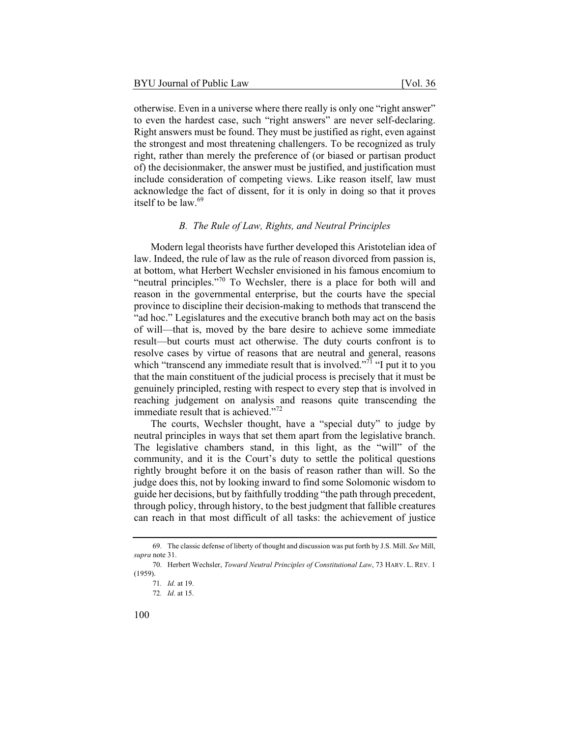otherwise. Even in a universe where there really is only one "right answer" to even the hardest case, such "right answers" are never self-declaring. Right answers must be found. They must be justified as right, even against the strongest and most threatening challengers. To be recognized as truly right, rather than merely the preference of (or biased or partisan product of) the decisionmaker, the answer must be justified, and justification must include consideration of competing views. Like reason itself, law must acknowledge the fact of dissent, for it is only in doing so that it proves itself to be law.[69]

### *B. The Rule of Law, Rights, and Neutral Principles*

Modern legal theorists have further developed this Aristotelian idea of law. Indeed, the rule of law as the rule of reason divorced from passion is, at bottom, what Herbert Wechsler envisioned in his famous encomium to "neutral principles."[70] To Wechsler, there is a place for both will and reason in the governmental enterprise, but the courts have the special province to discipline their decision-making to methods that transcend the "ad hoc." Legislatures and the executive branch both may act on the basis of will—that is, moved by the bare desire to achieve some immediate result—but courts must act otherwise. The duty courts confront is to resolve cases by virtue of reasons that are neutral and general, reasons which "transcend any immediate result that is involved."[71] "I put it to you that the main constituent of the judicial process is precisely that it must be genuinely principled, resting with respect to every step that is involved in reaching judgement on analysis and reasons quite transcending the immediate result that is achieved."[72]

The courts, Wechsler thought, have a "special duty" to judge by neutral principles in ways that set them apart from the legislative branch. The legislative chambers stand, in this light, as the "will" of the community, and it is the Court's duty to settle the political questions rightly brought before it on the basis of reason rather than will. So the judge does this, not by looking inward to find some Solomonic wisdom to guide her decisions, but by faithfully trodding "the path through precedent, through policy, through history, to the best judgment that fallible creatures can reach in that most difficult of all tasks: the achievement of justice

---

69. The classic defense of liberty of thought and discussion was put forth by J.S. Mill. *See* Mill, *supra* note 31.

70. Herbert Wechsler, *Toward Neutral Principles of Constitutional Law*, 73 HARV. L. REV. 1 (1959).

71. *Id.* at 19.

72. *Id.* at 15.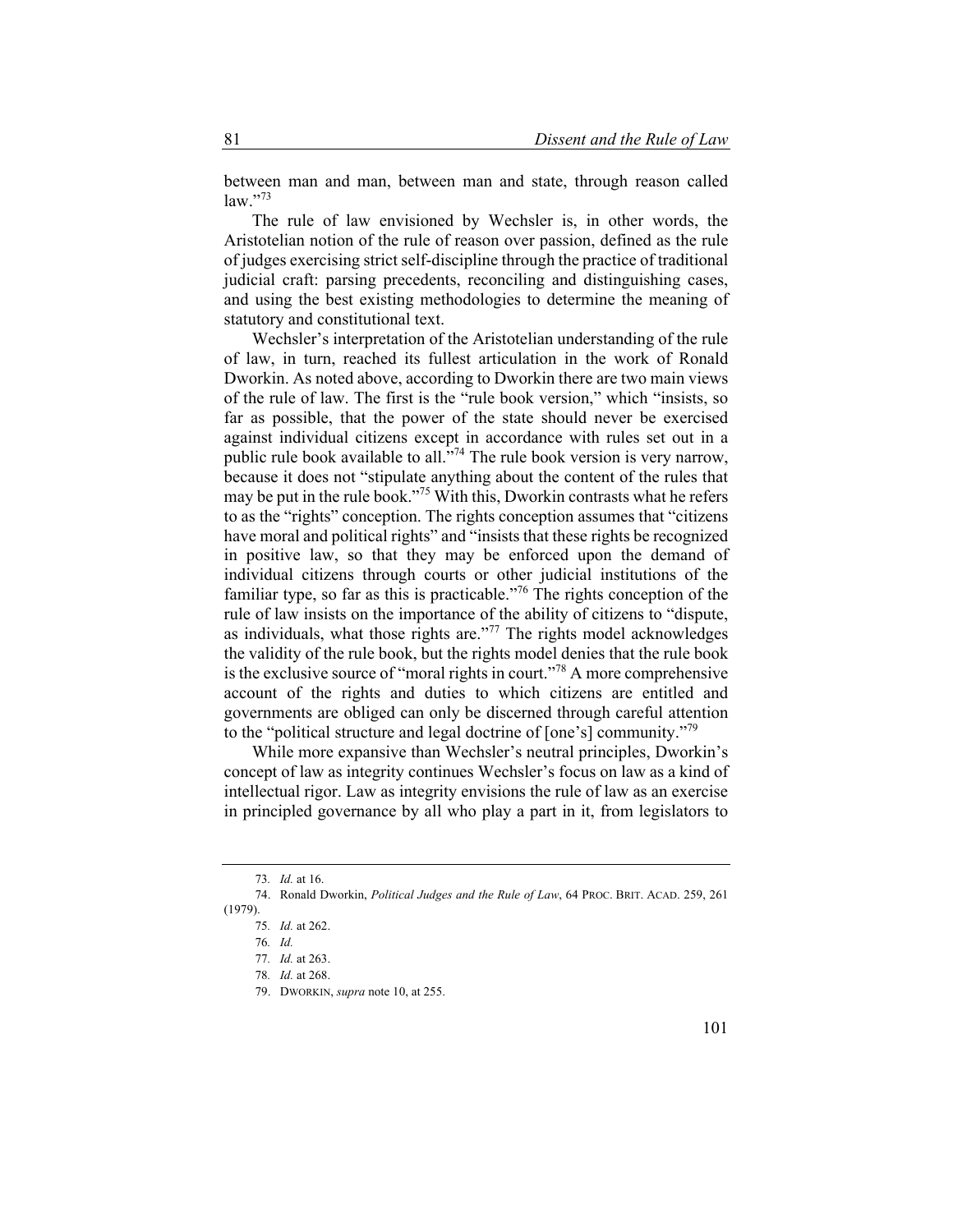between man and man, between man and state, through reason called law."[73]

The rule of law envisioned by Wechsler is, in other words, the Aristotelian notion of the rule of reason over passion, defined as the rule of judges exercising strict self-discipline through the practice of traditional judicial craft: parsing precedents, reconciling and distinguishing cases, and using the best existing methodologies to determine the meaning of statutory and constitutional text.

Wechsler's interpretation of the Aristotelian understanding of the rule of law, in turn, reached its fullest articulation in the work of Ronald Dworkin. As noted above, according to Dworkin there are two main views of the rule of law. The first is the "rule book version," which "insists, so far as possible, that the power of the state should never be exercised against individual citizens except in accordance with rules set out in a public rule book available to all."[74] The rule book version is very narrow, because it does not "stipulate anything about the content of the rules that may be put in the rule book."[75] With this, Dworkin contrasts what he refers to as the "rights" conception. The rights conception assumes that "citizens have moral and political rights" and "insists that these rights be recognized in positive law, so that they may be enforced upon the demand of individual citizens through courts or other judicial institutions of the familiar type, so far as this is practicable."[76] The rights conception of the rule of law insists on the importance of the ability of citizens to "dispute, as individuals, what those rights are."[77] The rights model acknowledges the validity of the rule book, but the rights model denies that the rule book is the exclusive source of "moral rights in court."[78] A more comprehensive account of the rights and duties to which citizens are entitled and governments are obliged can only be discerned through careful attention to the "political structure and legal doctrine of [one's] community."[79]

While more expansive than Wechsler's neutral principles, Dworkin's concept of law as integrity continues Wechsler's focus on law as a kind of intellectual rigor. Law as integrity envisions the rule of law as an exercise in principled governance by all who play a part in it, from legislators to

---

73. *Id.* at 16.

74. Ronald Dworkin, *Political Judges and the Rule of Law*, 64 PROC. BRIT. ACAD. 259, 261 (1979).

75. *Id.* at 262.

76. *Id.*

77. *Id.* at 263.

78. *Id.* at 268.

79. DWORKIN, *supra* note 10, at 255.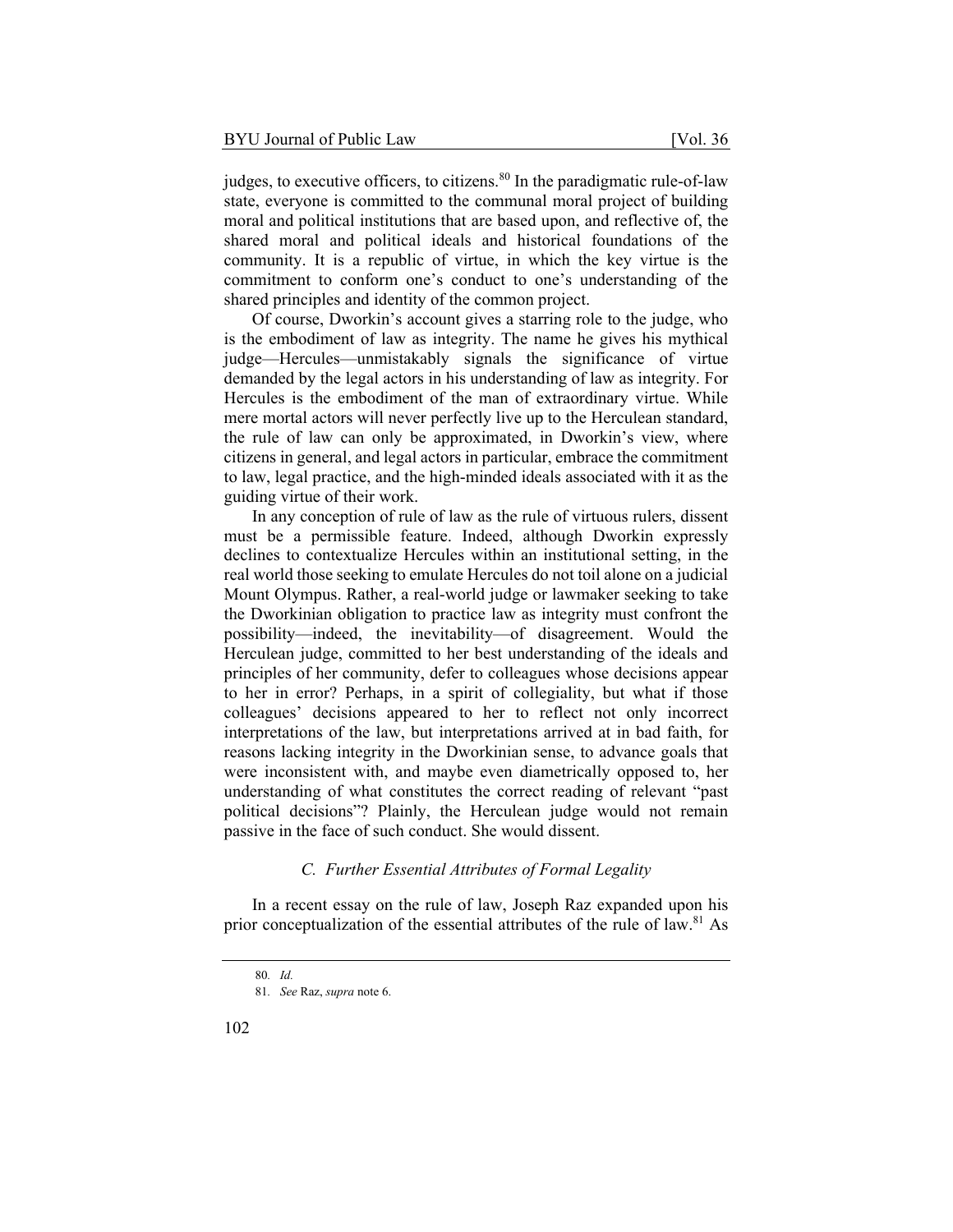judges, to executive officers, to citizens.[80] In the paradigmatic rule-of-law state, everyone is committed to the communal moral project of building moral and political institutions that are based upon, and reflective of, the shared moral and political ideals and historical foundations of the community. It is a republic of virtue, in which the key virtue is the commitment to conform one's conduct to one's understanding of the shared principles and identity of the common project.

Of course, Dworkin's account gives a starring role to the judge, who is the embodiment of law as integrity. The name he gives his mythical judge—Hercules—unmistakably signals the significance of virtue demanded by the legal actors in his understanding of law as integrity. For Hercules is the embodiment of the man of extraordinary virtue. While mere mortal actors will never perfectly live up to the Herculean standard, the rule of law can only be approximated, in Dworkin's view, where citizens in general, and legal actors in particular, embrace the commitment to law, legal practice, and the high-minded ideals associated with it as the guiding virtue of their work.

In any conception of rule of law as the rule of virtuous rulers, dissent must be a permissible feature. Indeed, although Dworkin expressly declines to contextualize Hercules within an institutional setting, in the real world those seeking to emulate Hercules do not toil alone on a judicial Mount Olympus. Rather, a real-world judge or lawmaker seeking to take the Dworkinian obligation to practice law as integrity must confront the possibility—indeed, the inevitability—of disagreement. Would the Herculean judge, committed to her best understanding of the ideals and principles of her community, defer to colleagues whose decisions appear to her in error? Perhaps, in a spirit of collegiality, but what if those colleagues' decisions appeared to her to reflect not only incorrect interpretations of the law, but interpretations arrived at in bad faith, for reasons lacking integrity in the Dworkinian sense, to advance goals that were inconsistent with, and maybe even diametrically opposed to, her understanding of what constitutes the correct reading of relevant "past political decisions"? Plainly, the Herculean judge would not remain passive in the face of such conduct. She would dissent.

### *C. Further Essential Attributes of Formal Legality*

In a recent essay on the rule of law, Joseph Raz expanded upon his prior conceptualization of the essential attributes of the rule of law.[81] As

---

80. *Id.*

81. *See* Raz, *supra* note 6.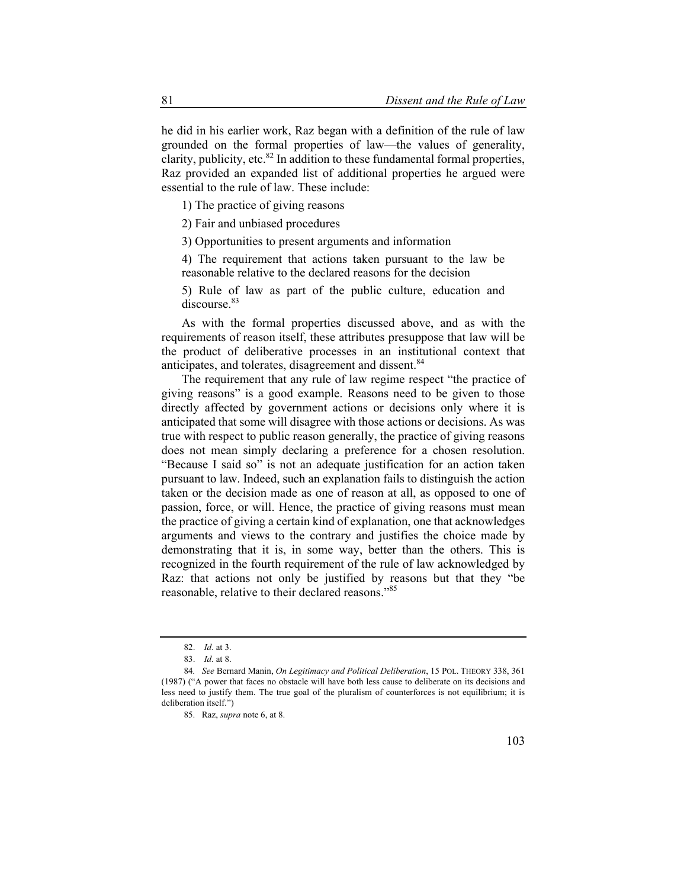he did in his earlier work, Raz began with a definition of the rule of law grounded on the formal properties of law—the values of generality, clarity, publicity, etc.[82] In addition to these fundamental formal properties, Raz provided an expanded list of additional properties he argued were essential to the rule of law. These include:

1) The practice of giving reasons

2) Fair and unbiased procedures

3) Opportunities to present arguments and information

4) The requirement that actions taken pursuant to the law be reasonable relative to the declared reasons for the decision

5) Rule of law as part of the public culture, education and discourse.[83]

As with the formal properties discussed above, and as with the requirements of reason itself, these attributes presuppose that law will be the product of deliberative processes in an institutional context that anticipates, and tolerates, disagreement and dissent.[84]

The requirement that any rule of law regime respect "the practice of giving reasons" is a good example. Reasons need to be given to those directly affected by government actions or decisions only where it is anticipated that some will disagree with those actions or decisions. As was true with respect to public reason generally, the practice of giving reasons does not mean simply declaring a preference for a chosen resolution. "Because I said so" is not an adequate justification for an action taken pursuant to law. Indeed, such an explanation fails to distinguish the action taken or the decision made as one of reason at all, as opposed to one of passion, force, or will. Hence, the practice of giving reasons must mean the practice of giving a certain kind of explanation, one that acknowledges arguments and views to the contrary and justifies the choice made by demonstrating that it is, in some way, better than the others. This is recognized in the fourth requirement of the rule of law acknowledged by Raz: that actions not only be justified by reasons but that they "be reasonable, relative to their declared reasons."[85]

---

82. *Id.* at 3.

83. *Id.* at 8.

84. *See* Bernard Manin, *On Legitimacy and Political Deliberation*, 15 POL. THEORY 338, 361 (1987) ("A power that faces no obstacle will have both less cause to deliberate on its decisions and less need to justify them. The true goal of the pluralism of counterforces is not equilibrium; it is deliberation itself.")

85. Raz, *supra* note 6, at 8.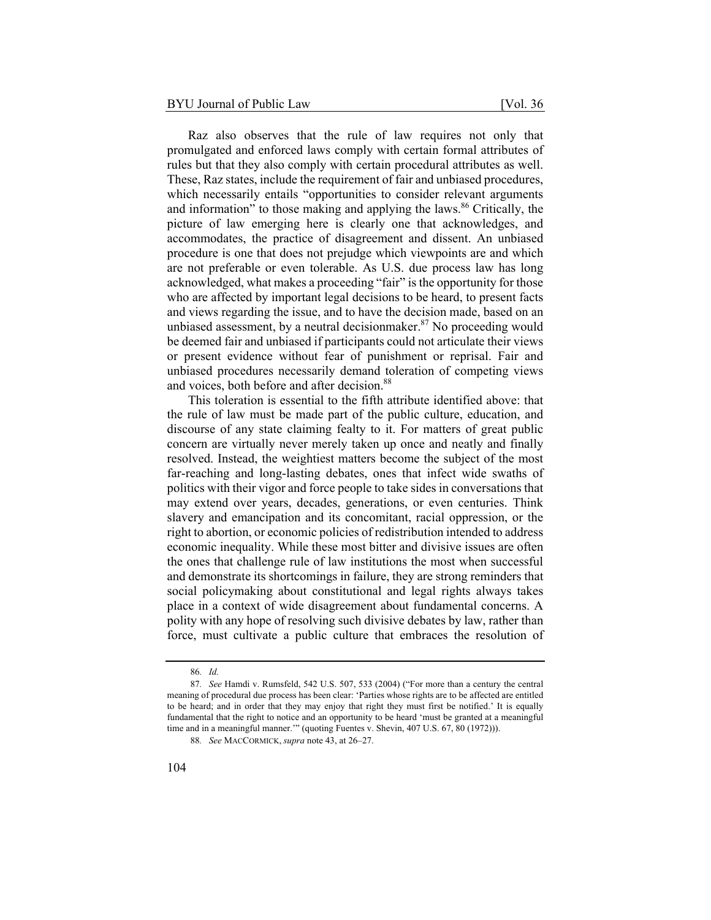Raz also observes that the rule of law requires not only that promulgated and enforced laws comply with certain formal attributes of rules but that they also comply with certain procedural attributes as well. These, Raz states, include the requirement of fair and unbiased procedures, which necessarily entails "opportunities to consider relevant arguments and information" to those making and applying the laws.[86] Critically, the picture of law emerging here is clearly one that acknowledges, and accommodates, the practice of disagreement and dissent. An unbiased procedure is one that does not prejudge which viewpoints are and which are not preferable or even tolerable. As U.S. due process law has long acknowledged, what makes a proceeding "fair" is the opportunity for those who are affected by important legal decisions to be heard, to present facts and views regarding the issue, and to have the decision made, based on an unbiased assessment, by a neutral decisionmaker.[87] No proceeding would be deemed fair and unbiased if participants could not articulate their views or present evidence without fear of punishment or reprisal. Fair and unbiased procedures necessarily demand toleration of competing views and voices, both before and after decision.[88]

This toleration is essential to the fifth attribute identified above: that the rule of law must be made part of the public culture, education, and discourse of any state claiming fealty to it. For matters of great public concern are virtually never merely taken up once and neatly and finally resolved. Instead, the weightiest matters become the subject of the most far-reaching and long-lasting debates, ones that infect wide swaths of politics with their vigor and force people to take sides in conversations that may extend over years, decades, generations, or even centuries. Think slavery and emancipation and its concomitant, racial oppression, or the right to abortion, or economic policies of redistribution intended to address economic inequality. While these most bitter and divisive issues are often the ones that challenge rule of law institutions the most when successful and demonstrate its shortcomings in failure, they are strong reminders that social policymaking about constitutional and legal rights always takes place in a context of wide disagreement about fundamental concerns. A polity with any hope of resolving such divisive debates by law, rather than force, must cultivate a public culture that embraces the resolution of

---

86. *Id.*

87. *See* Hamdi v. Rumsfeld, 542 U.S. 507, 533 (2004) ("For more than a century the central meaning of procedural due process has been clear: 'Parties whose rights are to be affected are entitled to be heard; and in order that they may enjoy that right they must first be notified.' It is equally fundamental that the right to notice and an opportunity to be heard 'must be granted at a meaningful time and in a meaningful manner.'" (quoting Fuentes v. Shevin, 407 U.S. 67, 80 (1972))).

88. *See* MACCORMICK, *supra* note 43, at 26–27.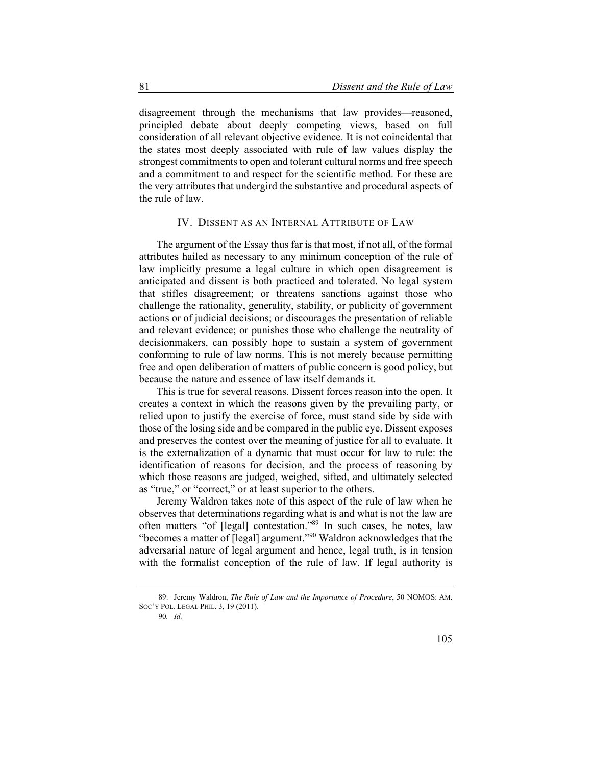disagreement through the mechanisms that law provides—reasoned, principled debate about deeply competing views, based on full consideration of all relevant objective evidence. It is not coincidental that the states most deeply associated with rule of law values display the strongest commitments to open and tolerant cultural norms and free speech and a commitment to and respect for the scientific method. For these are the very attributes that undergird the substantive and procedural aspects of the rule of law.

## IV. Dissent as an Internal Attribute of Law

The argument of the Essay thus far is that most, if not all, of the formal attributes hailed as necessary to any minimum conception of the rule of law implicitly presume a legal culture in which open disagreement is anticipated and dissent is both practiced and tolerated. No legal system that stifles disagreement; or threatens sanctions against those who challenge the rationality, generality, stability, or publicity of government actions or of judicial decisions; or discourages the presentation of reliable and relevant evidence; or punishes those who challenge the neutrality of decisionmakers, can possibly hope to sustain a system of government conforming to rule of law norms. This is not merely because permitting free and open deliberation of matters of public concern is good policy, but because the nature and essence of law itself demands it.

This is true for several reasons. Dissent forces reason into the open. It creates a context in which the reasons given by the prevailing party, or relied upon to justify the exercise of force, must stand side by side with those of the losing side and be compared in the public eye. Dissent exposes and preserves the contest over the meaning of justice for all to evaluate. It is the externalization of a dynamic that must occur for law to rule: the identification of reasons for decision, and the process of reasoning by which those reasons are judged, weighed, sifted, and ultimately selected as "true," or "correct," or at least superior to the others.

Jeremy Waldron takes note of this aspect of the rule of law when he observes that determinations regarding what is and what is not the law are often matters "of [legal] contestation."[89] In such cases, he notes, law "becomes a matter of [legal] argument."[90] Waldron acknowledges that the adversarial nature of legal argument and hence, legal truth, is in tension with the formalist conception of the rule of law. If legal authority is

---

89. Jeremy Waldron, *The Rule of Law and the Importance of Procedure*, 50 NOMOS: AM. SOC'Y POL. LEGAL PHIL. 3, 19 (2011).

90. *Id.*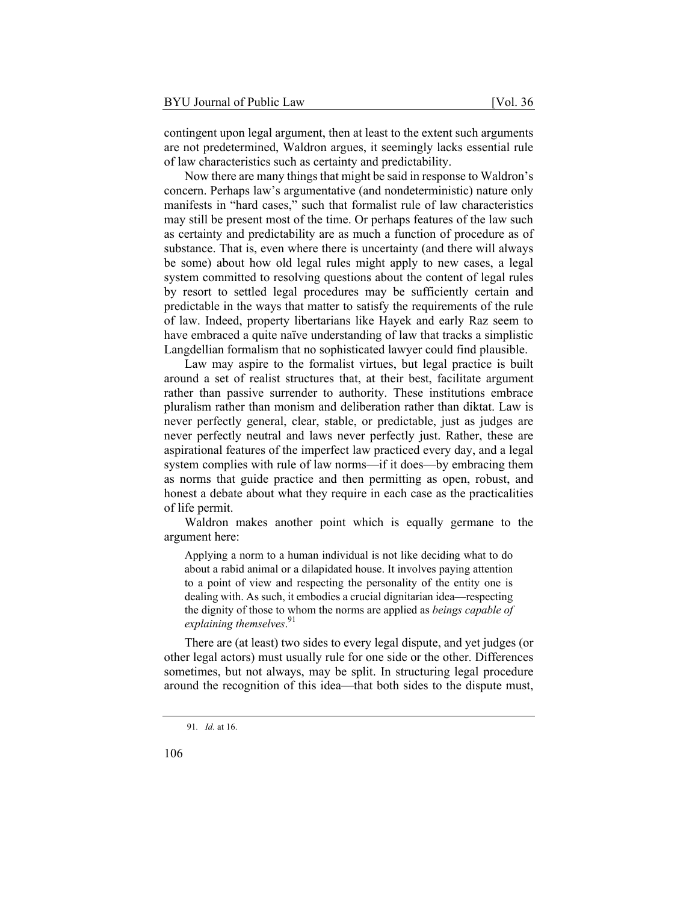contingent upon legal argument, then at least to the extent such arguments are not predetermined, Waldron argues, it seemingly lacks essential rule of law characteristics such as certainty and predictability.

Now there are many things that might be said in response to Waldron's concern. Perhaps law's argumentative (and nondeterministic) nature only manifests in "hard cases," such that formalist rule of law characteristics may still be present most of the time. Or perhaps features of the law such as certainty and predictability are as much a function of procedure as of substance. That is, even where there is uncertainty (and there will always be some) about how old legal rules might apply to new cases, a legal system committed to resolving questions about the content of legal rules by resort to settled legal procedures may be sufficiently certain and predictable in the ways that matter to satisfy the requirements of the rule of law. Indeed, property libertarians like Hayek and early Raz seem to have embraced a quite naïve understanding of law that tracks a simplistic Langdellian formalism that no sophisticated lawyer could find plausible.

Law may aspire to the formalist virtues, but legal practice is built around a set of realist structures that, at their best, facilitate argument rather than passive surrender to authority. These institutions embrace pluralism rather than monism and deliberation rather than diktat. Law is never perfectly general, clear, stable, or predictable, just as judges are never perfectly neutral and laws never perfectly just. Rather, these are aspirational features of the imperfect law practiced every day, and a legal system complies with rule of law norms—if it does—by embracing them as norms that guide practice and then permitting as open, robust, and honest a debate about what they require in each case as the practicalities of life permit.

Waldron makes another point which is equally germane to the argument here:

> Applying a norm to a human individual is not like deciding what to do about a rabid animal or a dilapidated house. It involves paying attention to a point of view and respecting the personality of the entity one is dealing with. As such, it embodies a crucial dignitarian idea—respecting the dignity of those to whom the norms are applied as *beings capable of explaining themselves*.[91]

There are (at least) two sides to every legal dispute, and yet judges (or other legal actors) must usually rule for one side or the other. Differences sometimes, but not always, may be split. In structuring legal procedure around the recognition of this idea—that both sides to the dispute must,

---

91. *Id.* at 16.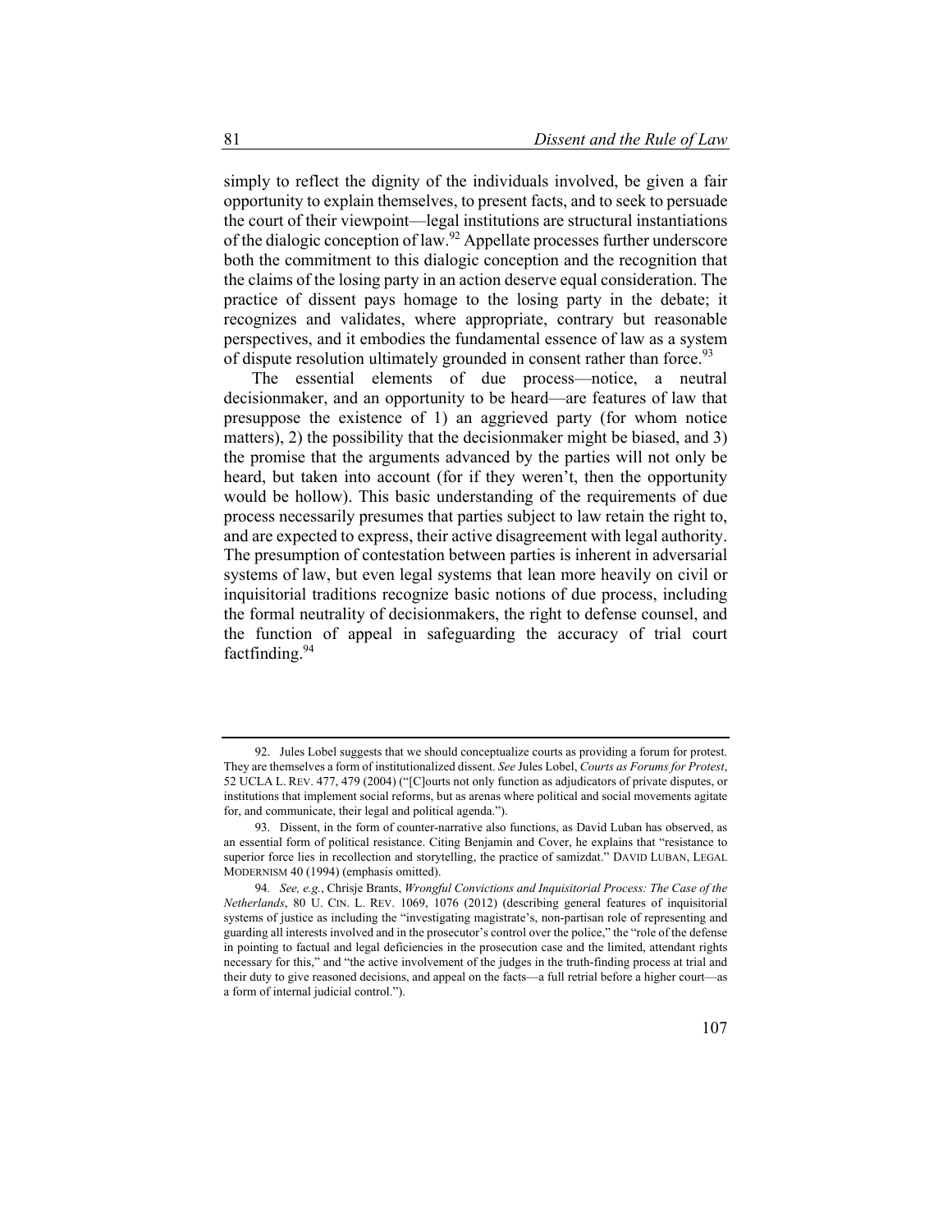simply to reflect the dignity of the individuals involved, be given a fair opportunity to explain themselves, to present facts, and to seek to persuade the court of their viewpoint—legal institutions are structural instantiations of the dialogic conception of law.[92] Appellate processes further underscore both the commitment to this dialogic conception and the recognition that the claims of the losing party in an action deserve equal consideration. The practice of dissent pays homage to the losing party in the debate; it recognizes and validates, where appropriate, contrary but reasonable perspectives, and it embodies the fundamental essence of law as a system of dispute resolution ultimately grounded in consent rather than force.[93]

The essential elements of due process—notice, a neutral decisionmaker, and an opportunity to be heard—are features of law that presuppose the existence of 1) an aggrieved party (for whom notice matters), 2) the possibility that the decisionmaker might be biased, and 3) the promise that the arguments advanced by the parties will not only be heard, but taken into account (for if they weren't, then the opportunity would be hollow). This basic understanding of the requirements of due process necessarily presumes that parties subject to law retain the right to, and are expected to express, their active disagreement with legal authority. The presumption of contestation between parties is inherent in adversarial systems of law, but even legal systems that lean more heavily on civil or inquisitorial traditions recognize basic notions of due process, including the formal neutrality of decisionmakers, the right to defense counsel, and the function of appeal in safeguarding the accuracy of trial court factfinding.[94]

---

92. Jules Lobel suggests that we should conceptualize courts as providing a forum for protest. They are themselves a form of institutionalized dissent. *See* Jules Lobel, *Courts as Forums for Protest*, 52 UCLA L. REV. 477, 479 (2004) ("[C]ourts not only function as adjudicators of private disputes, or institutions that implement social reforms, but as arenas where political and social movements agitate for, and communicate, their legal and political agenda.").

93. Dissent, in the form of counter-narrative also functions, as David Luban has observed, as an essential form of political resistance. Citing Benjamin and Cover, he explains that "resistance to superior force lies in recollection and storytelling, the practice of samizdat." DAVID LUBAN, LEGAL MODERNISM 40 (1994) (emphasis omitted).

94. *See, e.g.*, Chrisje Brants, *Wrongful Convictions and Inquisitorial Process: The Case of the Netherlands*, 80 U. CIN. L. REV. 1069, 1076 (2012) (describing general features of inquisitorial systems of justice as including the "investigating magistrate's, non-partisan role of representing and guarding all interests involved and in the prosecutor's control over the police," the "role of the defense in pointing to factual and legal deficiencies in the prosecution case and the limited, attendant rights necessary for this," and "the active involvement of the judges in the truth-finding process at trial and their duty to give reasoned decisions, and appeal on the facts—a full retrial before a higher court—as a form of internal judicial control.").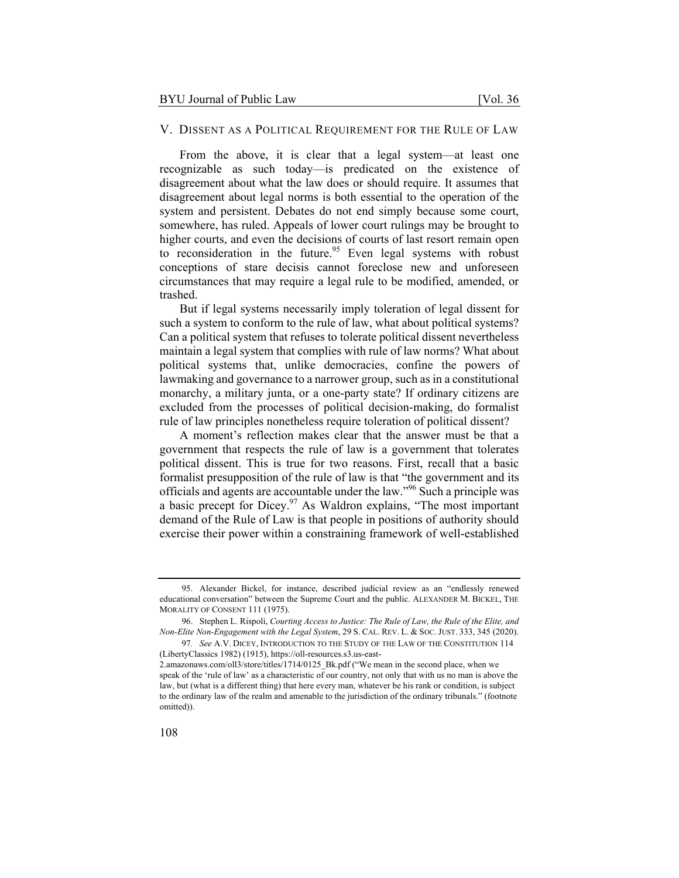## V. DISSENT AS A POLITICAL REQUIREMENT FOR THE RULE OF LAW

From the above, it is clear that a legal system—at least one recognizable as such today—is predicated on the existence of disagreement about what the law does or should require. It assumes that disagreement about legal norms is both essential to the operation of the system and persistent. Debates do not end simply because some court, somewhere, has ruled. Appeals of lower court rulings may be brought to higher courts, and even the decisions of courts of last resort remain open to reconsideration in the future.[95] Even legal systems with robust conceptions of stare decisis cannot foreclose new and unforeseen circumstances that may require a legal rule to be modified, amended, or trashed.

But if legal systems necessarily imply toleration of legal dissent for such a system to conform to the rule of law, what about political systems? Can a political system that refuses to tolerate political dissent nevertheless maintain a legal system that complies with rule of law norms? What about political systems that, unlike democracies, confine the powers of lawmaking and governance to a narrower group, such as in a constitutional monarchy, a military junta, or a one-party state? If ordinary citizens are excluded from the processes of political decision-making, do formalist rule of law principles nonetheless require toleration of political dissent?

A moment's reflection makes clear that the answer must be that a government that respects the rule of law is a government that tolerates political dissent. This is true for two reasons. First, recall that a basic formalist presupposition of the rule of law is that "the government and its officials and agents are accountable under the law."[96] Such a principle was a basic precept for Dicey.[97] As Waldron explains, "The most important demand of the Rule of Law is that people in positions of authority should exercise their power within a constraining framework of well-established

---

95. Alexander Bickel, for instance, described judicial review as an "endlessly renewed educational conversation" between the Supreme Court and the public. ALEXANDER M. BICKEL, THE MORALITY OF CONSENT 111 (1975).

96. Stephen L. Rispoli, *Courting Access to Justice: The Rule of Law, the Rule of the Elite, and Non-Elite Non-Engagement with the Legal System*, 29 S. CAL. REV. L. & SOC. JUST. 333, 345 (2020).

97. *See* A.V. DICEY, INTRODUCTION TO THE STUDY OF THE LAW OF THE CONSTITUTION 114 (LibertyClassics 1982) (1915), https://oll-resources.s3.us-east-2.amazonaws.com/oll3/store/titles/1714/0125_Bk.pdf ("We mean in the second place, when we speak of the 'rule of law' as a characteristic of our country, not only that with us no man is above the law, but (what is a different thing) that here every man, whatever be his rank or condition, is subject to the ordinary law of the realm and amenable to the jurisdiction of the ordinary tribunals." (footnote omitted)).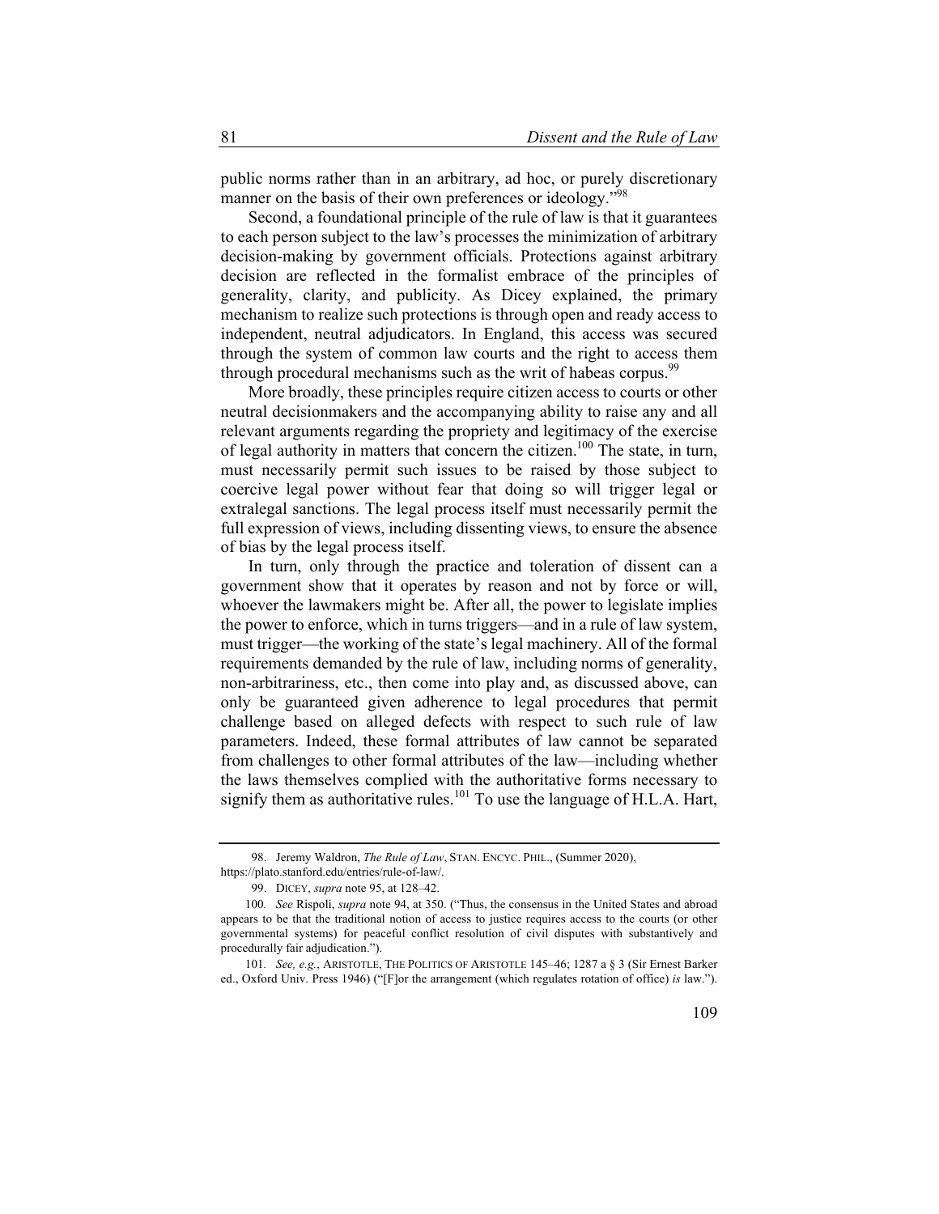public norms rather than in an arbitrary, ad hoc, or purely discretionary manner on the basis of their own preferences or ideology."[98]

Second, a foundational principle of the rule of law is that it guarantees to each person subject to the law's processes the minimization of arbitrary decision-making by government officials. Protections against arbitrary decision are reflected in the formalist embrace of the principles of generality, clarity, and publicity. As Dicey explained, the primary mechanism to realize such protections is through open and ready access to independent, neutral adjudicators. In England, this access was secured through the system of common law courts and the right to access them through procedural mechanisms such as the writ of habeas corpus.[99]

More broadly, these principles require citizen access to courts or other neutral decisionmakers and the accompanying ability to raise any and all relevant arguments regarding the propriety and legitimacy of the exercise of legal authority in matters that concern the citizen.[100] The state, in turn, must necessarily permit such issues to be raised by those subject to coercive legal power without fear that doing so will trigger legal or extralegal sanctions. The legal process itself must necessarily permit the full expression of views, including dissenting views, to ensure the absence of bias by the legal process itself.

In turn, only through the practice and toleration of dissent can a government show that it operates by reason and not by force or will, whoever the lawmakers might be. After all, the power to legislate implies the power to enforce, which in turns triggers—and in a rule of law system, must trigger—the working of the state's legal machinery. All of the formal requirements demanded by the rule of law, including norms of generality, non-arbitrariness, etc., then come into play and, as discussed above, can only be guaranteed given adherence to legal procedures that permit challenge based on alleged defects with respect to such rule of law parameters. Indeed, these formal attributes of law cannot be separated from challenges to other formal attributes of the law—including whether the laws themselves complied with the authoritative forms necessary to signify them as authoritative rules.[101] To use the language of H.L.A. Hart,

---

98. Jeremy Waldron, *The Rule of Law*, STAN. ENCYC. PHIL., (Summer 2020), https://plato.stanford.edu/entries/rule-of-law/.

99. DICEY, *supra* note 95, at 128–42.

100. *See* Rispoli, *supra* note 94, at 350. ("Thus, the consensus in the United States and abroad appears to be that the traditional notion of access to justice requires access to the courts (or other governmental systems) for peaceful conflict resolution of civil disputes with substantively and procedurally fair adjudication.").

101. *See, e.g.*, ARISTOTLE, THE POLITICS OF ARISTOTLE 145–46; 1287 a § 3 (Sir Ernest Barker ed., Oxford Univ. Press 1946) ("[F]or the arrangement (which regulates rotation of office) *is* law.").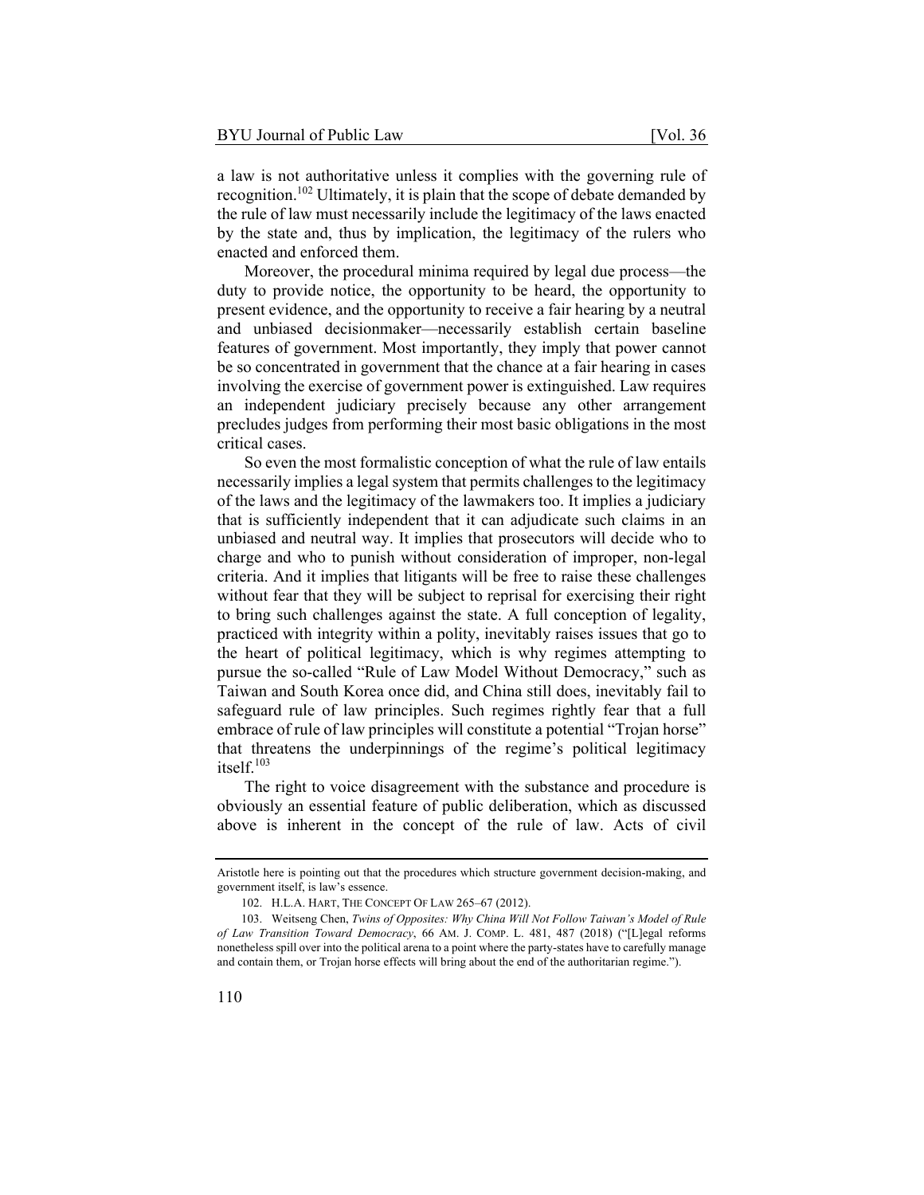a law is not authoritative unless it complies with the governing rule of recognition.[102] Ultimately, it is plain that the scope of debate demanded by the rule of law must necessarily include the legitimacy of the laws enacted by the state and, thus by implication, the legitimacy of the rulers who enacted and enforced them.

Moreover, the procedural minima required by legal due process—the duty to provide notice, the opportunity to be heard, the opportunity to present evidence, and the opportunity to receive a fair hearing by a neutral and unbiased decisionmaker—necessarily establish certain baseline features of government. Most importantly, they imply that power cannot be so concentrated in government that the chance at a fair hearing in cases involving the exercise of government power is extinguished. Law requires an independent judiciary precisely because any other arrangement precludes judges from performing their most basic obligations in the most critical cases.

So even the most formalistic conception of what the rule of law entails necessarily implies a legal system that permits challenges to the legitimacy of the laws and the legitimacy of the lawmakers too. It implies a judiciary that is sufficiently independent that it can adjudicate such claims in an unbiased and neutral way. It implies that prosecutors will decide who to charge and who to punish without consideration of improper, non-legal criteria. And it implies that litigants will be free to raise these challenges without fear that they will be subject to reprisal for exercising their right to bring such challenges against the state. A full conception of legality, practiced with integrity within a polity, inevitably raises issues that go to the heart of political legitimacy, which is why regimes attempting to pursue the so-called "Rule of Law Model Without Democracy," such as Taiwan and South Korea once did, and China still does, inevitably fail to safeguard rule of law principles. Such regimes rightly fear that a full embrace of rule of law principles will constitute a potential "Trojan horse" that threatens the underpinnings of the regime's political legitimacy itself.[103]

The right to voice disagreement with the substance and procedure is obviously an essential feature of public deliberation, which as discussed above is inherent in the concept of the rule of law. Acts of civil

---

Aristotle here is pointing out that the procedures which structure government decision-making, and government itself, is law's essence.

102. H.L.A. HART, THE CONCEPT OF LAW 265–67 (2012).

103. Weitseng Chen, *Twins of Opposites: Why China Will Not Follow Taiwan's Model of Rule of Law Transition Toward Democracy*, 66 AM. J. COMP. L. 481, 487 (2018) ("[L]egal reforms nonetheless spill over into the political arena to a point where the party-states have to carefully manage and contain them, or Trojan horse effects will bring about the end of the authoritarian regime.").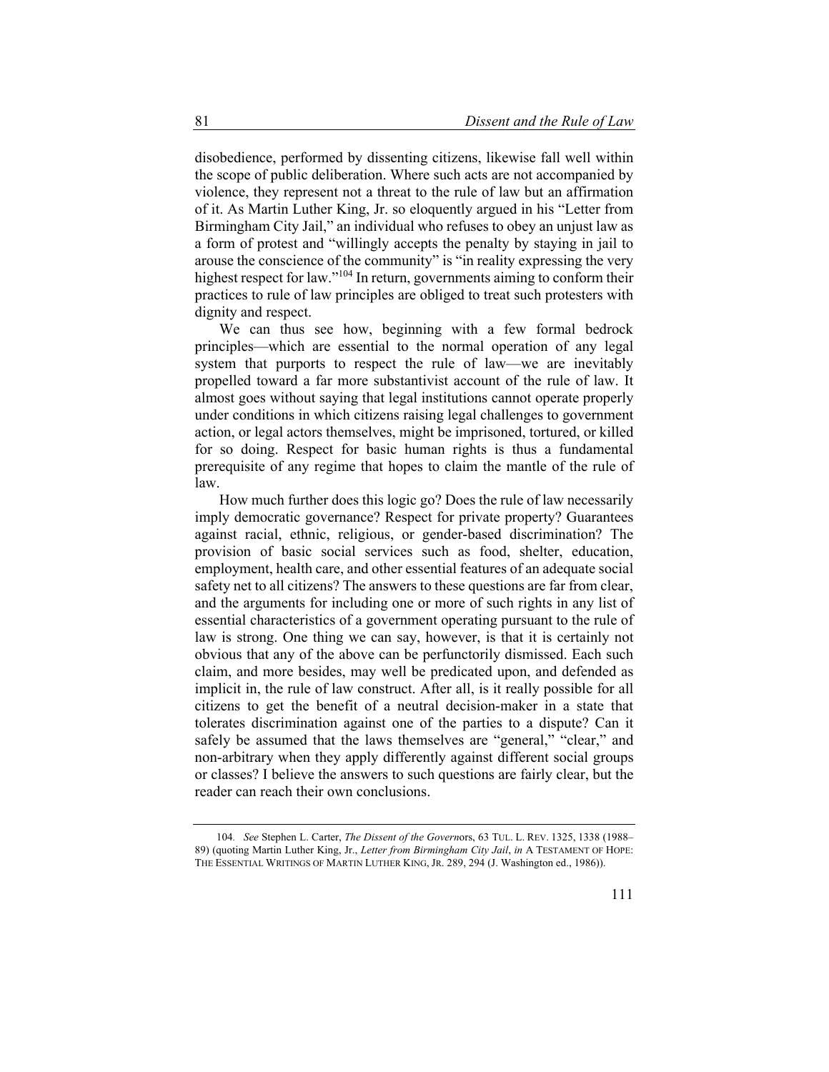disobedience, performed by dissenting citizens, likewise fall well within the scope of public deliberation. Where such acts are not accompanied by violence, they represent not a threat to the rule of law but an affirmation of it. As Martin Luther King, Jr. so eloquently argued in his "Letter from Birmingham City Jail," an individual who refuses to obey an unjust law as a form of protest and "willingly accepts the penalty by staying in jail to arouse the conscience of the community" is "in reality expressing the very highest respect for law."[104] In return, governments aiming to conform their practices to rule of law principles are obliged to treat such protesters with dignity and respect.

We can thus see how, beginning with a few formal bedrock principles—which are essential to the normal operation of any legal system that purports to respect the rule of law—we are inevitably propelled toward a far more substantivist account of the rule of law. It almost goes without saying that legal institutions cannot operate properly under conditions in which citizens raising legal challenges to government action, or legal actors themselves, might be imprisoned, tortured, or killed for so doing. Respect for basic human rights is thus a fundamental prerequisite of any regime that hopes to claim the mantle of the rule of law.

How much further does this logic go? Does the rule of law necessarily imply democratic governance? Respect for private property? Guarantees against racial, ethnic, religious, or gender-based discrimination? The provision of basic social services such as food, shelter, education, employment, health care, and other essential features of an adequate social safety net to all citizens? The answers to these questions are far from clear, and the arguments for including one or more of such rights in any list of essential characteristics of a government operating pursuant to the rule of law is strong. One thing we can say, however, is that it is certainly not obvious that any of the above can be perfunctorily dismissed. Each such claim, and more besides, may well be predicated upon, and defended as implicit in, the rule of law construct. After all, is it really possible for all citizens to get the benefit of a neutral decision-maker in a state that tolerates discrimination against one of the parties to a dispute? Can it safely be assumed that the laws themselves are "general," "clear," and non-arbitrary when they apply differently against different social groups or classes? I believe the answers to such questions are fairly clear, but the reader can reach their own conclusions.

---

104. *See* Stephen L. Carter, *The Dissent of the Governors*, 63 TUL. L. REV. 1325, 1338 (1988–89) (quoting Martin Luther King, Jr., *Letter from Birmingham City Jail*, *in* A TESTAMENT OF HOPE: THE ESSENTIAL WRITINGS OF MARTIN LUTHER KING, JR. 289, 294 (J. Washington ed., 1986)).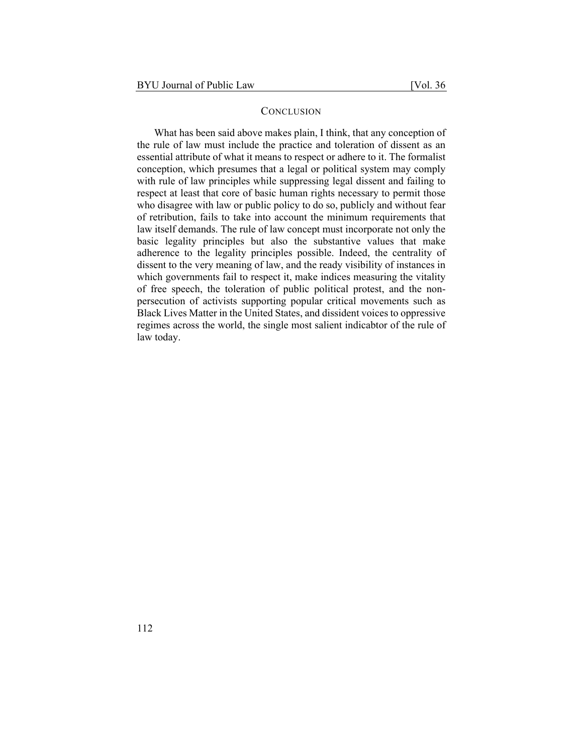## CONCLUSION

What has been said above makes plain, I think, that any conception of the rule of law must include the practice and toleration of dissent as an essential attribute of what it means to respect or adhere to it. The formalist conception, which presumes that a legal or political system may comply with rule of law principles while suppressing legal dissent and failing to respect at least that core of basic human rights necessary to permit those who disagree with law or public policy to do so, publicly and without fear of retribution, fails to take into account the minimum requirements that law itself demands. The rule of law concept must incorporate not only the basic legality principles but also the substantive values that make adherence to the legality principles possible. Indeed, the centrality of dissent to the very meaning of law, and the ready visibility of instances in which governments fail to respect it, make indices measuring the vitality of free speech, the toleration of public political protest, and the non-persecution of activists supporting popular critical movements such as Black Lives Matter in the United States, and dissident voices to oppressive regimes across the world, the single most salient indicabtor of the rule of law today.